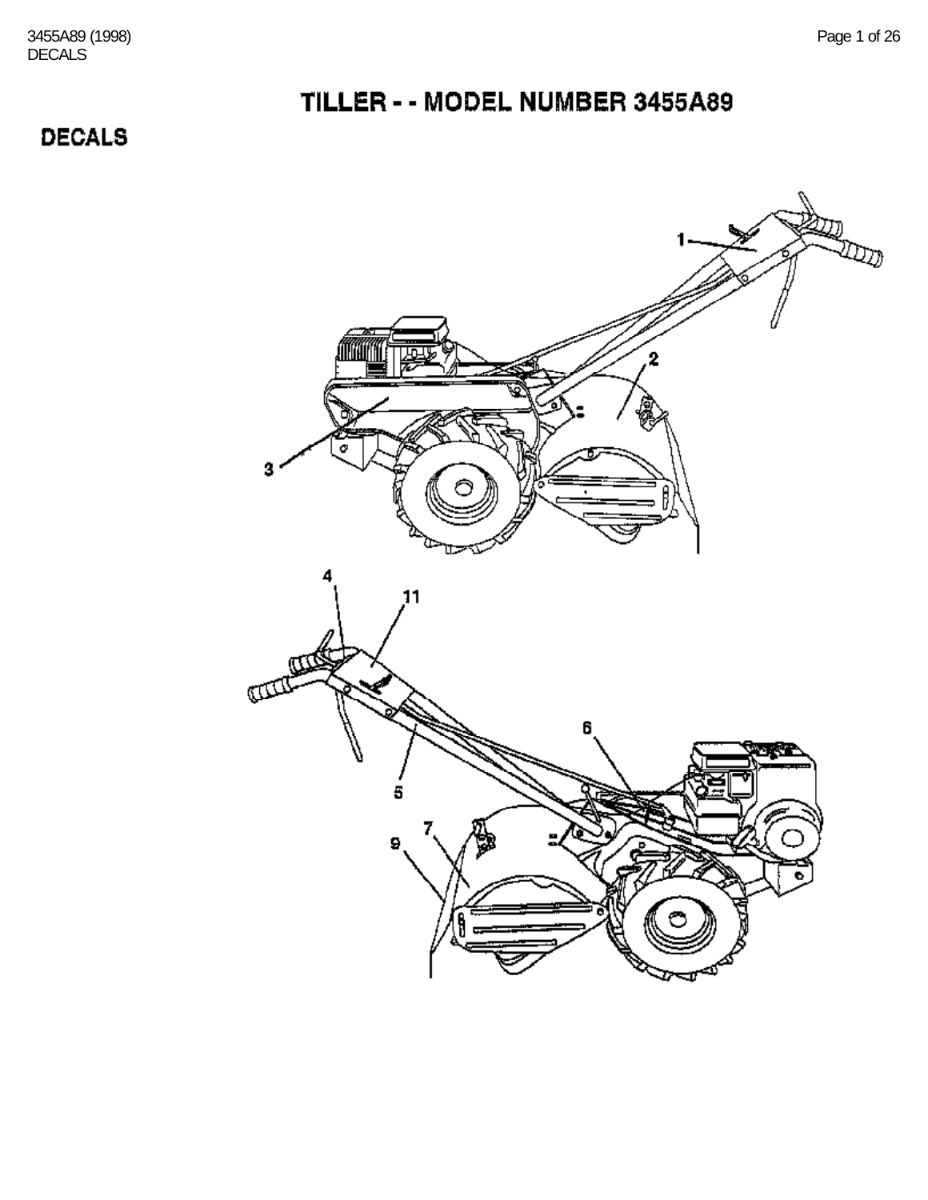# TILLER - - MODEL NUMBER 3455A89

## DECALS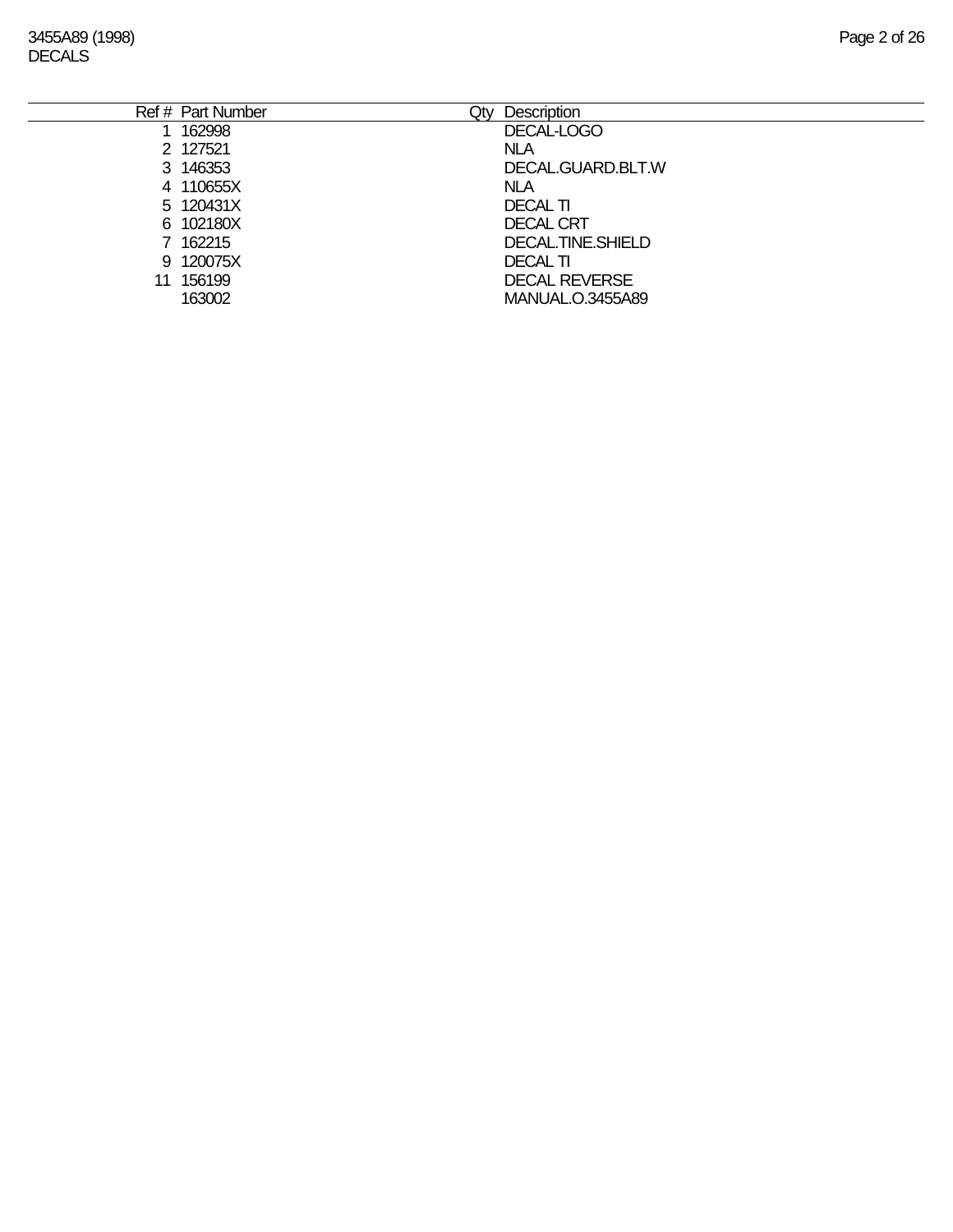3455A89 (1998)
DECALS

| Ref # | Part Number | Qty | Description |
| --- | --- | --- | --- |
| 1 | 162998 | | DECAL-LOGO |
| 2 | 127521 | | NLA |
| 3 | 146353 | | DECAL.GUARD.BLT.W |
| 4 | 110655X | | NLA |
| 5 | 120431X | | DECAL TI |
| 6 | 102180X | | DECAL CRT |
| 7 | 162215 | | DECAL.TINE.SHIELD |
| 9 | 120075X | | DECAL TI |
| 11 | 156199 | | DECAL REVERSE |
| | 163002 | | MANUAL.O.3455A89 |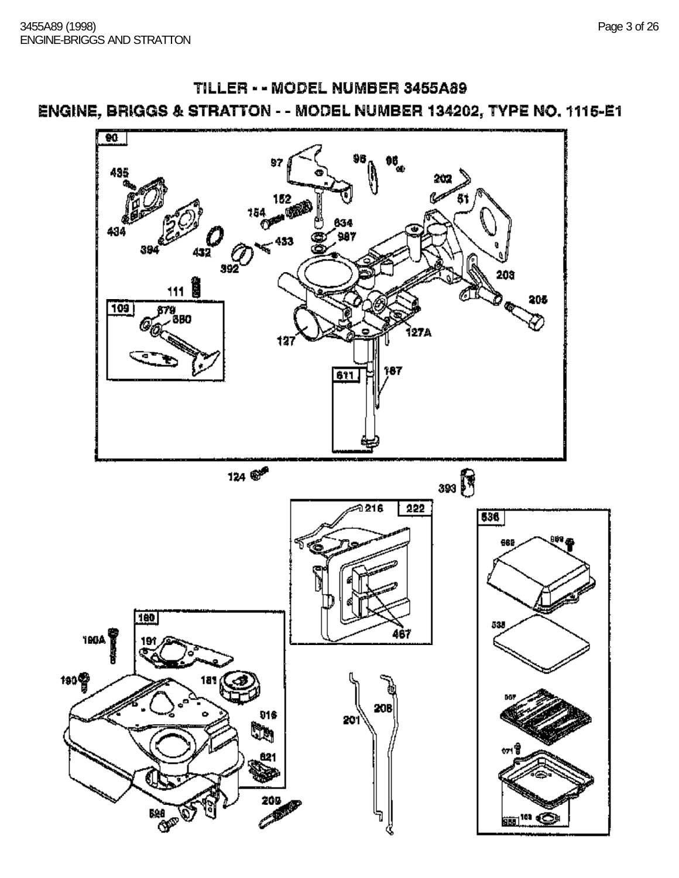# TILLER - - MODEL NUMBER 3455A89

## ENGINE, BRIGGS & STRATTON - - MODEL NUMBER 134202, TYPE NO. 1115-E1

90 97 98 96 202 51 435 152 154 634 987 434 433 394 432 392 203 111 205 109 879 880 127 127A 611 167 124 393 216 222 536 668 669 467 535 160 190A 191 190 181 916 208 201 621 209 526 671 163 555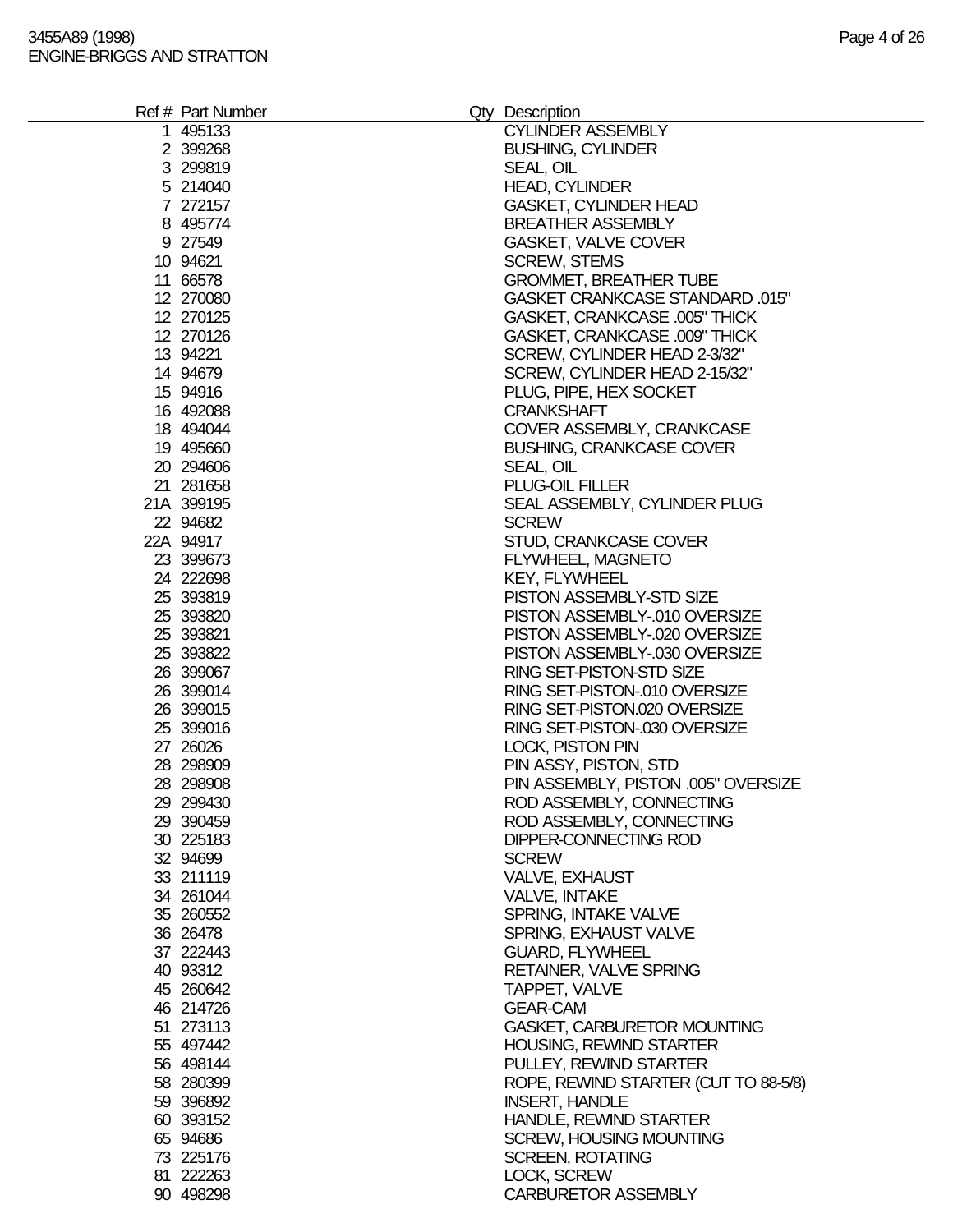| Ref # | Part Number | Qty | Description |
|---|---|---|---|
| 1 | 495133 | | CYLINDER ASSEMBLY |
| 2 | 399268 | | BUSHING, CYLINDER |
| 3 | 299819 | | SEAL, OIL |
| 5 | 214040 | | HEAD, CYLINDER |
| 7 | 272157 | | GASKET, CYLINDER HEAD |
| 8 | 495774 | | BREATHER ASSEMBLY |
| 9 | 27549 | | GASKET, VALVE COVER |
| 10 | 94621 | | SCREW, STEMS |
| 11 | 66578 | | GROMMET, BREATHER TUBE |
| 12 | 270080 | | GASKET CRANKCASE STANDARD .015" |
| 12 | 270125 | | GASKET, CRANKCASE .005" THICK |
| 12 | 270126 | | GASKET, CRANKCASE .009" THICK |
| 13 | 94221 | | SCREW, CYLINDER HEAD 2-3/32" |
| 14 | 94679 | | SCREW, CYLINDER HEAD 2-15/32" |
| 15 | 94916 | | PLUG, PIPE, HEX SOCKET |
| 16 | 492088 | | CRANKSHAFT |
| 18 | 494044 | | COVER ASSEMBLY, CRANKCASE |
| 19 | 495660 | | BUSHING, CRANKCASE COVER |
| 20 | 294606 | | SEAL, OIL |
| 21 | 281658 | | PLUG-OIL FILLER |
| 21A | 399195 | | SEAL ASSEMBLY, CYLINDER PLUG |
| 22 | 94682 | | SCREW |
| 22A | 94917 | | STUD, CRANKCASE COVER |
| 23 | 399673 | | FLYWHEEL, MAGNETO |
| 24 | 222698 | | KEY, FLYWHEEL |
| 25 | 393819 | | PISTON ASSEMBLY-STD SIZE |
| 25 | 393820 | | PISTON ASSEMBLY-.010 OVERSIZE |
| 25 | 393821 | | PISTON ASSEMBLY-.020 OVERSIZE |
| 25 | 393822 | | PISTON ASSEMBLY-.030 OVERSIZE |
| 26 | 399067 | | RING SET-PISTON-STD SIZE |
| 26 | 399014 | | RING SET-PISTON-.010 OVERSIZE |
| 26 | 399015 | | RING SET-PISTON.020 OVERSIZE |
| 25 | 399016 | | RING SET-PISTON-.030 OVERSIZE |
| 27 | 26026 | | LOCK, PISTON PIN |
| 28 | 298909 | | PIN ASSY, PISTON, STD |
| 28 | 298908 | | PIN ASSEMBLY, PISTON .005" OVERSIZE |
| 29 | 299430 | | ROD ASSEMBLY, CONNECTING |
| 29 | 390459 | | ROD ASSEMBLY, CONNECTING |
| 30 | 225183 | | DIPPER-CONNECTING ROD |
| 32 | 94699 | | SCREW |
| 33 | 211119 | | VALVE, EXHAUST |
| 34 | 261044 | | VALVE, INTAKE |
| 35 | 260552 | | SPRING, INTAKE VALVE |
| 36 | 26478 | | SPRING, EXHAUST VALVE |
| 37 | 222443 | | GUARD, FLYWHEEL |
| 40 | 93312 | | RETAINER, VALVE SPRING |
| 45 | 260642 | | TAPPET, VALVE |
| 46 | 214726 | | GEAR-CAM |
| 51 | 273113 | | GASKET, CARBURETOR MOUNTING |
| 55 | 497442 | | HOUSING, REWIND STARTER |
| 56 | 498144 | | PULLEY, REWIND STARTER |
| 58 | 280399 | | ROPE, REWIND STARTER (CUT TO 88-5/8) |
| 59 | 396892 | | INSERT, HANDLE |
| 60 | 393152 | | HANDLE, REWIND STARTER |
| 65 | 94686 | | SCREW, HOUSING MOUNTING |
| 73 | 225176 | | SCREEN, ROTATING |
| 81 | 222263 | | LOCK, SCREW |
| 90 | 498298 | | CARBURETOR ASSEMBLY |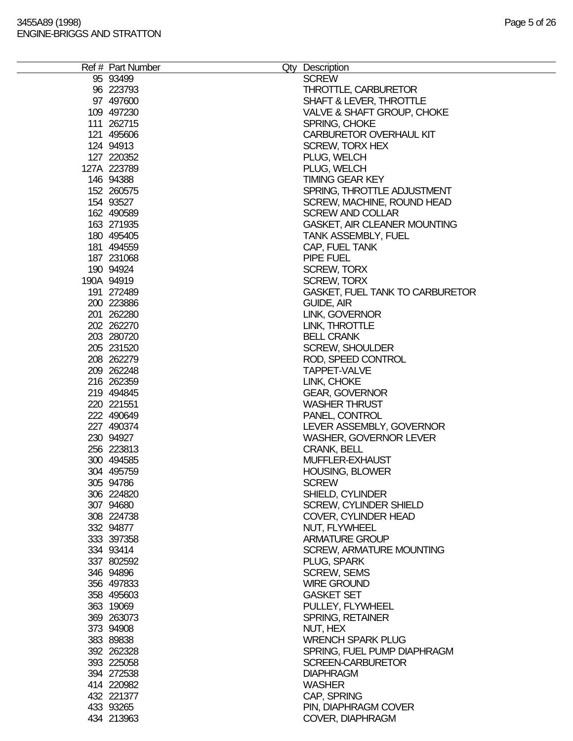| Ref # | Part Number | Qty | Description |
|---|---|---|---|
| 95 | 93499 | | SCREW |
| 96 | 223793 | | THROTTLE, CARBURETOR |
| 97 | 497600 | | SHAFT & LEVER, THROTTLE |
| 109 | 497230 | | VALVE & SHAFT GROUP, CHOKE |
| 111 | 262715 | | SPRING, CHOKE |
| 121 | 495606 | | CARBURETOR OVERHAUL KIT |
| 124 | 94913 | | SCREW, TORX HEX |
| 127 | 220352 | | PLUG, WELCH |
| 127A | 223789 | | PLUG, WELCH |
| 146 | 94388 | | TIMING GEAR KEY |
| 152 | 260575 | | SPRING, THROTTLE ADJUSTMENT |
| 154 | 93527 | | SCREW, MACHINE, ROUND HEAD |
| 162 | 490589 | | SCREW AND COLLAR |
| 163 | 271935 | | GASKET, AIR CLEANER MOUNTING |
| 180 | 495405 | | TANK ASSEMBLY, FUEL |
| 181 | 494559 | | CAP, FUEL TANK |
| 187 | 231068 | | PIPE FUEL |
| 190 | 94924 | | SCREW, TORX |
| 190A | 94919 | | SCREW, TORX |
| 191 | 272489 | | GASKET, FUEL TANK TO CARBURETOR |
| 200 | 223886 | | GUIDE, AIR |
| 201 | 262280 | | LINK, GOVERNOR |
| 202 | 262270 | | LINK, THROTTLE |
| 203 | 280720 | | BELL CRANK |
| 205 | 231520 | | SCREW, SHOULDER |
| 208 | 262279 | | ROD, SPEED CONTROL |
| 209 | 262248 | | TAPPET-VALVE |
| 216 | 262359 | | LINK, CHOKE |
| 219 | 494845 | | GEAR, GOVERNOR |
| 220 | 221551 | | WASHER THRUST |
| 222 | 490649 | | PANEL, CONTROL |
| 227 | 490374 | | LEVER ASSEMBLY, GOVERNOR |
| 230 | 94927 | | WASHER, GOVERNOR LEVER |
| 256 | 223813 | | CRANK, BELL |
| 300 | 494585 | | MUFFLER-EXHAUST |
| 304 | 495759 | | HOUSING, BLOWER |
| 305 | 94786 | | SCREW |
| 306 | 224820 | | SHIELD, CYLINDER |
| 307 | 94680 | | SCREW, CYLINDER SHIELD |
| 308 | 224738 | | COVER, CYLINDER HEAD |
| 332 | 94877 | | NUT, FLYWHEEL |
| 333 | 397358 | | ARMATURE GROUP |
| 334 | 93414 | | SCREW, ARMATURE MOUNTING |
| 337 | 802592 | | PLUG, SPARK |
| 346 | 94896 | | SCREW, SEMS |
| 356 | 497833 | | WIRE GROUND |
| 358 | 495603 | | GASKET SET |
| 363 | 19069 | | PULLEY, FLYWHEEL |
| 369 | 263073 | | SPRING, RETAINER |
| 373 | 94908 | | NUT, HEX |
| 383 | 89838 | | WRENCH SPARK PLUG |
| 392 | 262328 | | SPRING, FUEL PUMP DIAPHRAGM |
| 393 | 225058 | | SCREEN-CARBURETOR |
| 394 | 272538 | | DIAPHRAGM |
| 414 | 220982 | | WASHER |
| 432 | 221377 | | CAP, SPRING |
| 433 | 93265 | | PIN, DIAPHRAGM COVER |
| 434 | 213963 | | COVER, DIAPHRAGM |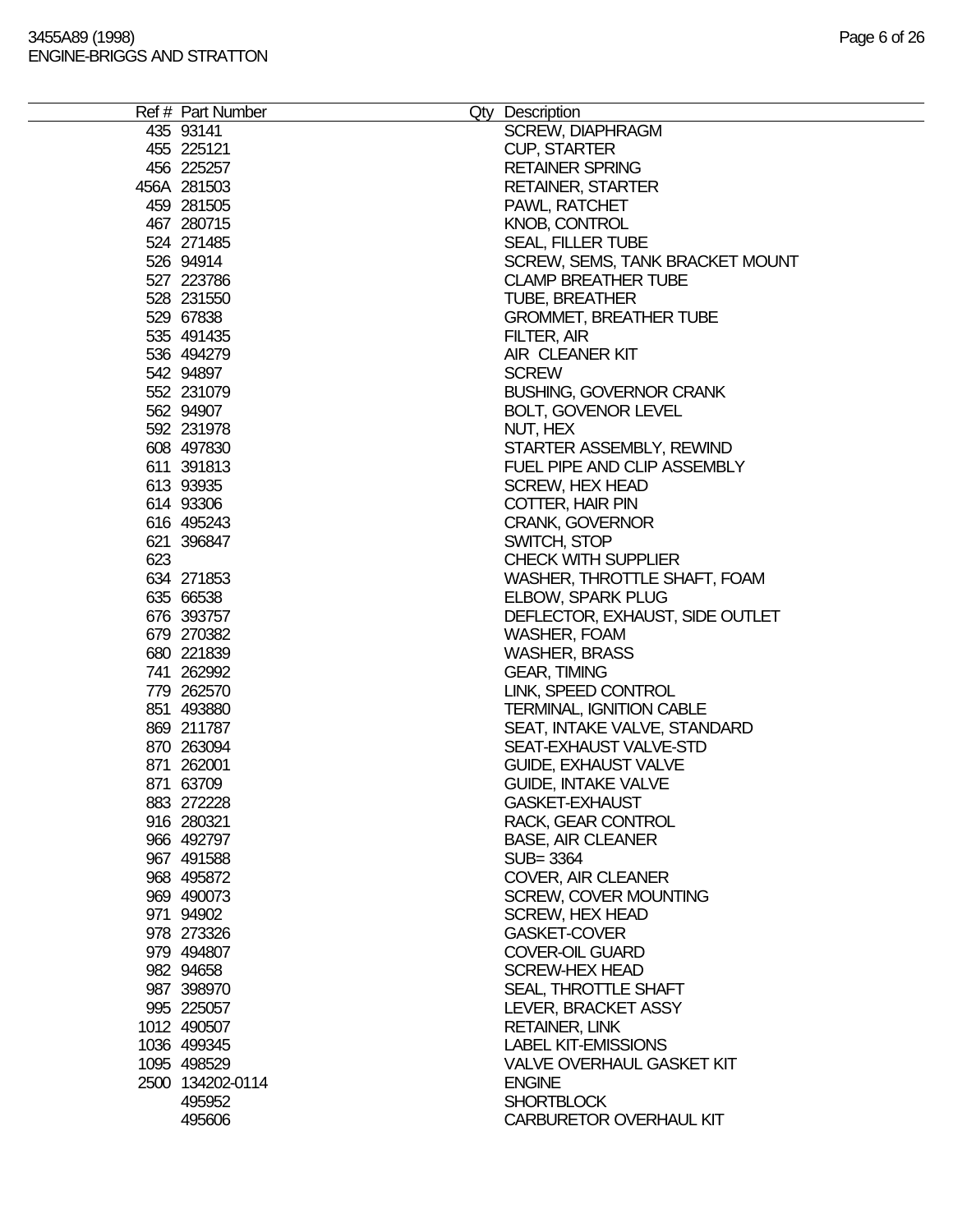| Ref # | Part Number | Qty | Description |
|---|---|---|---|
| 435 | 93141 | | SCREW, DIAPHRAGM |
| 455 | 225121 | | CUP, STARTER |
| 456 | 225257 | | RETAINER SPRING |
| 456A | 281503 | | RETAINER, STARTER |
| 459 | 281505 | | PAWL, RATCHET |
| 467 | 280715 | | KNOB, CONTROL |
| 524 | 271485 | | SEAL, FILLER TUBE |
| 526 | 94914 | | SCREW, SEMS, TANK BRACKET MOUNT |
| 527 | 223786 | | CLAMP BREATHER TUBE |
| 528 | 231550 | | TUBE, BREATHER |
| 529 | 67838 | | GROMMET, BREATHER TUBE |
| 535 | 491435 | | FILTER, AIR |
| 536 | 494279 | | AIR CLEANER KIT |
| 542 | 94897 | | SCREW |
| 552 | 231079 | | BUSHING, GOVERNOR CRANK |
| 562 | 94907 | | BOLT, GOVENOR LEVEL |
| 592 | 231978 | | NUT, HEX |
| 608 | 497830 | | STARTER ASSEMBLY, REWIND |
| 611 | 391813 | | FUEL PIPE AND CLIP ASSEMBLY |
| 613 | 93935 | | SCREW, HEX HEAD |
| 614 | 93306 | | COTTER, HAIR PIN |
| 616 | 495243 | | CRANK, GOVERNOR |
| 621 | 396847 | | SWITCH, STOP |
| 623 | | | CHECK WITH SUPPLIER |
| 634 | 271853 | | WASHER, THROTTLE SHAFT, FOAM |
| 635 | 66538 | | ELBOW, SPARK PLUG |
| 676 | 393757 | | DEFLECTOR, EXHAUST, SIDE OUTLET |
| 679 | 270382 | | WASHER, FOAM |
| 680 | 221839 | | WASHER, BRASS |
| 741 | 262992 | | GEAR, TIMING |
| 779 | 262570 | | LINK, SPEED CONTROL |
| 851 | 493880 | | TERMINAL, IGNITION CABLE |
| 869 | 211787 | | SEAT, INTAKE VALVE, STANDARD |
| 870 | 263094 | | SEAT-EXHAUST VALVE-STD |
| 871 | 262001 | | GUIDE, EXHAUST VALVE |
| 871 | 63709 | | GUIDE, INTAKE VALVE |
| 883 | 272228 | | GASKET-EXHAUST |
| 916 | 280321 | | RACK, GEAR CONTROL |
| 966 | 492797 | | BASE, AIR CLEANER |
| 967 | 491588 | | SUB= 3364 |
| 968 | 495872 | | COVER, AIR CLEANER |
| 969 | 490073 | | SCREW, COVER MOUNTING |
| 971 | 94902 | | SCREW, HEX HEAD |
| 978 | 273326 | | GASKET-COVER |
| 979 | 494807 | | COVER-OIL GUARD |
| 982 | 94658 | | SCREW-HEX HEAD |
| 987 | 398970 | | SEAL, THROTTLE SHAFT |
| 995 | 225057 | | LEVER, BRACKET ASSY |
| 1012 | 490507 | | RETAINER, LINK |
| 1036 | 499345 | | LABEL KIT-EMISSIONS |
| 1095 | 498529 | | VALVE OVERHAUL GASKET KIT |
| 2500 | 134202-0114 | | ENGINE |
| | 495952 | | SHORTBLOCK |
| | 495606 | | CARBURETOR OVERHAUL KIT |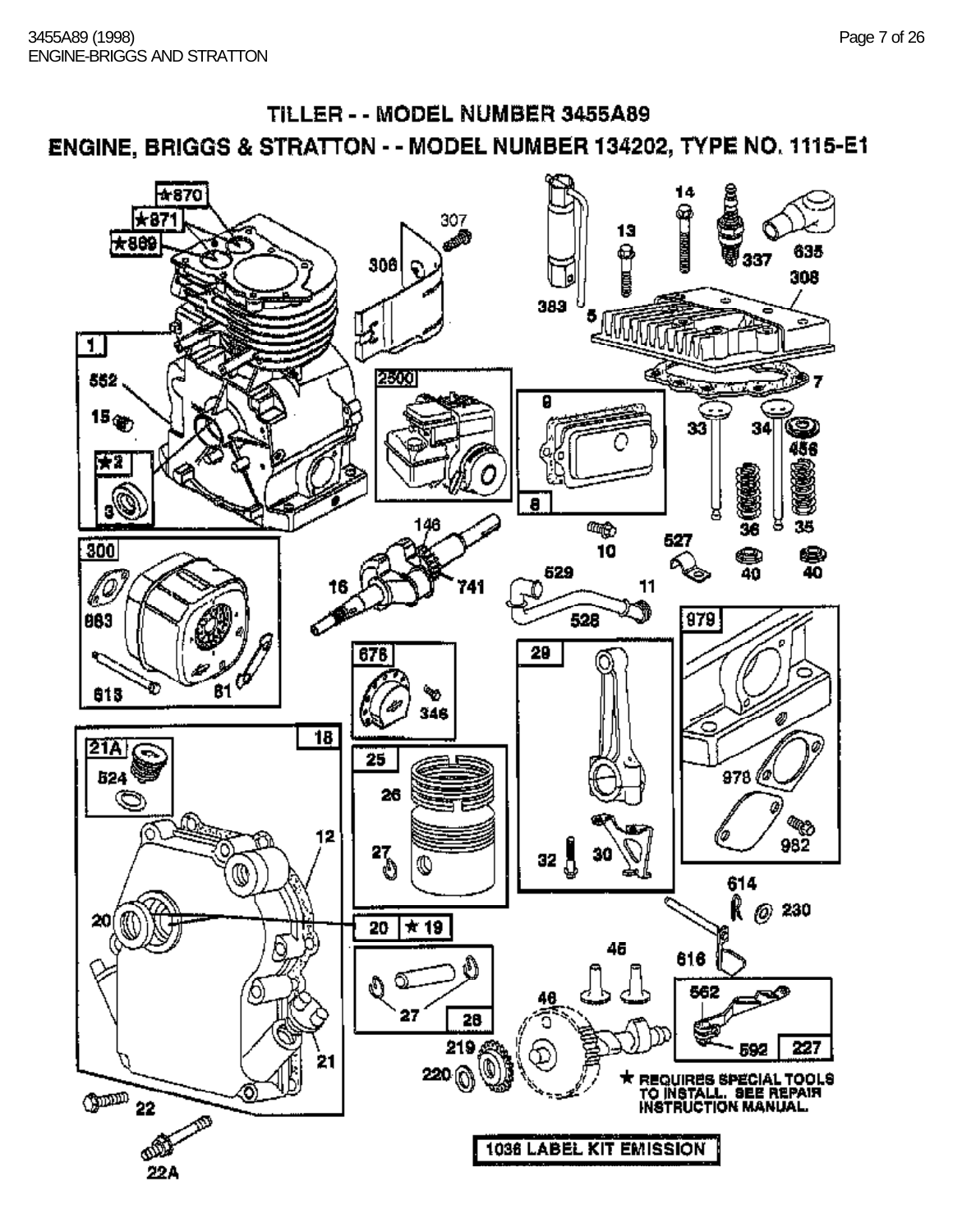# TILLER - - MODEL NUMBER 3455A89

## ENGINE, BRIGGS & STRATTON - - MODEL NUMBER 134202, TYPE NO. 1115-E1

★870
★871
★869
307
14
13
383
306
337
635
308
5
7
1
552
2500
9
15
33
34
456
★2
3
8
146
10
36
35
300
527
40
40
16
741
529
11
528
883
979
676
29
613
81
346
18
21A
25
524
26
978
982
12
27
32
30
614
230
20
20 ★19
45
616
46
562
27
28
219
592
227
21
220
22
22A

★ REQUIRES SPECIAL TOOLS TO INSTALL. SEE REPAIR INSTRUCTION MANUAL.

1036 LABEL KIT EMISSION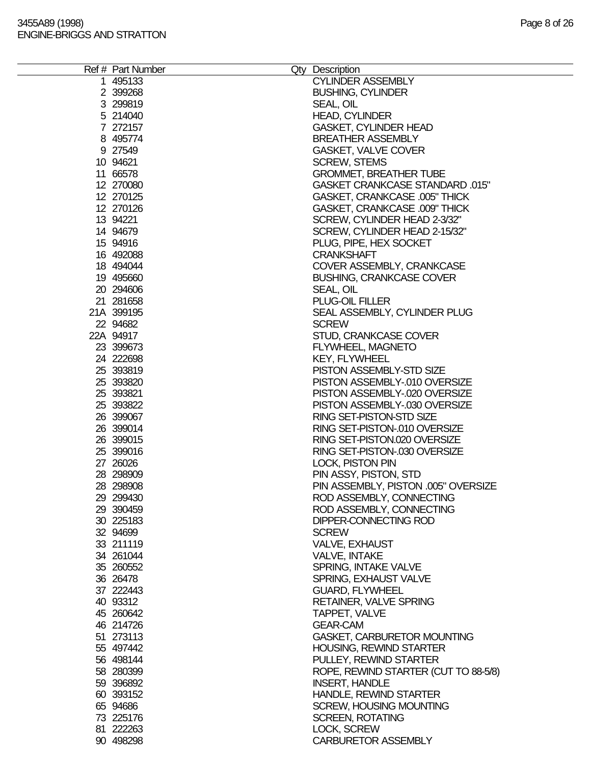| Ref # | Part Number | Qty | Description |
|---|---|---|---|
| 1 | 495133 | | CYLINDER ASSEMBLY |
| 2 | 399268 | | BUSHING, CYLINDER |
| 3 | 299819 | | SEAL, OIL |
| 5 | 214040 | | HEAD, CYLINDER |
| 7 | 272157 | | GASKET, CYLINDER HEAD |
| 8 | 495774 | | BREATHER ASSEMBLY |
| 9 | 27549 | | GASKET, VALVE COVER |
| 10 | 94621 | | SCREW, STEMS |
| 11 | 66578 | | GROMMET, BREATHER TUBE |
| 12 | 270080 | | GASKET CRANKCASE STANDARD .015" |
| 12 | 270125 | | GASKET, CRANKCASE .005" THICK |
| 12 | 270126 | | GASKET, CRANKCASE .009" THICK |
| 13 | 94221 | | SCREW, CYLINDER HEAD 2-3/32" |
| 14 | 94679 | | SCREW, CYLINDER HEAD 2-15/32" |
| 15 | 94916 | | PLUG, PIPE, HEX SOCKET |
| 16 | 492088 | | CRANKSHAFT |
| 18 | 494044 | | COVER ASSEMBLY, CRANKCASE |
| 19 | 495660 | | BUSHING, CRANKCASE COVER |
| 20 | 294606 | | SEAL, OIL |
| 21 | 281658 | | PLUG-OIL FILLER |
| 21A | 399195 | | SEAL ASSEMBLY, CYLINDER PLUG |
| 22 | 94682 | | SCREW |
| 22A | 94917 | | STUD, CRANKCASE COVER |
| 23 | 399673 | | FLYWHEEL, MAGNETO |
| 24 | 222698 | | KEY, FLYWHEEL |
| 25 | 393819 | | PISTON ASSEMBLY-STD SIZE |
| 25 | 393820 | | PISTON ASSEMBLY-.010 OVERSIZE |
| 25 | 393821 | | PISTON ASSEMBLY-.020 OVERSIZE |
| 25 | 393822 | | PISTON ASSEMBLY-.030 OVERSIZE |
| 26 | 399067 | | RING SET-PISTON-STD SIZE |
| 26 | 399014 | | RING SET-PISTON-.010 OVERSIZE |
| 26 | 399015 | | RING SET-PISTON.020 OVERSIZE |
| 25 | 399016 | | RING SET-PISTON-.030 OVERSIZE |
| 27 | 26026 | | LOCK, PISTON PIN |
| 28 | 298909 | | PIN ASSY, PISTON, STD |
| 28 | 298908 | | PIN ASSEMBLY, PISTON .005" OVERSIZE |
| 29 | 299430 | | ROD ASSEMBLY, CONNECTING |
| 29 | 390459 | | ROD ASSEMBLY, CONNECTING |
| 30 | 225183 | | DIPPER-CONNECTING ROD |
| 32 | 94699 | | SCREW |
| 33 | 211119 | | VALVE, EXHAUST |
| 34 | 261044 | | VALVE, INTAKE |
| 35 | 260552 | | SPRING, INTAKE VALVE |
| 36 | 26478 | | SPRING, EXHAUST VALVE |
| 37 | 222443 | | GUARD, FLYWHEEL |
| 40 | 93312 | | RETAINER, VALVE SPRING |
| 45 | 260642 | | TAPPET, VALVE |
| 46 | 214726 | | GEAR-CAM |
| 51 | 273113 | | GASKET, CARBURETOR MOUNTING |
| 55 | 497442 | | HOUSING, REWIND STARTER |
| 56 | 498144 | | PULLEY, REWIND STARTER |
| 58 | 280399 | | ROPE, REWIND STARTER (CUT TO 88-5/8) |
| 59 | 396892 | | INSERT, HANDLE |
| 60 | 393152 | | HANDLE, REWIND STARTER |
| 65 | 94686 | | SCREW, HOUSING MOUNTING |
| 73 | 225176 | | SCREEN, ROTATING |
| 81 | 222263 | | LOCK, SCREW |
| 90 | 498298 | | CARBURETOR ASSEMBLY |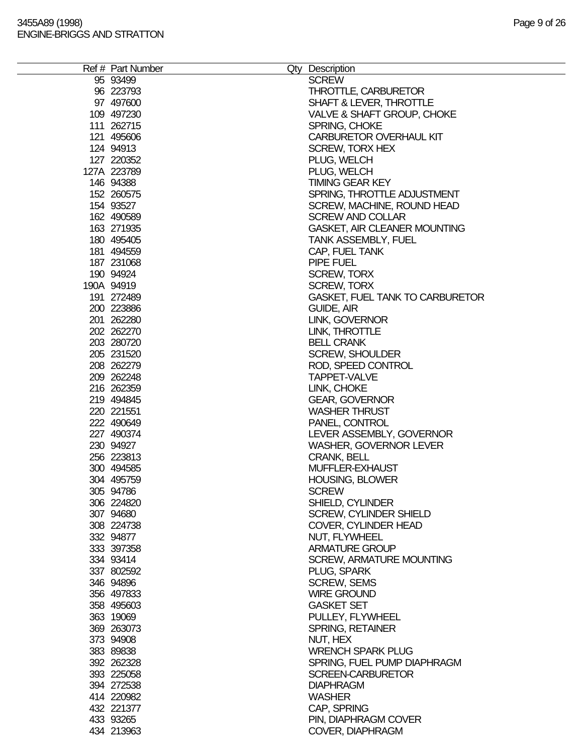| Ref # | Part Number | Qty | Description |
|---|---|---|---|
| 95 | 93499 | | SCREW |
| 96 | 223793 | | THROTTLE, CARBURETOR |
| 97 | 497600 | | SHAFT & LEVER, THROTTLE |
| 109 | 497230 | | VALVE & SHAFT GROUP, CHOKE |
| 111 | 262715 | | SPRING, CHOKE |
| 121 | 495606 | | CARBURETOR OVERHAUL KIT |
| 124 | 94913 | | SCREW, TORX HEX |
| 127 | 220352 | | PLUG, WELCH |
| 127A | 223789 | | PLUG, WELCH |
| 146 | 94388 | | TIMING GEAR KEY |
| 152 | 260575 | | SPRING, THROTTLE ADJUSTMENT |
| 154 | 93527 | | SCREW, MACHINE, ROUND HEAD |
| 162 | 490589 | | SCREW AND COLLAR |
| 163 | 271935 | | GASKET, AIR CLEANER MOUNTING |
| 180 | 495405 | | TANK ASSEMBLY, FUEL |
| 181 | 494559 | | CAP, FUEL TANK |
| 187 | 231068 | | PIPE FUEL |
| 190 | 94924 | | SCREW, TORX |
| 190A | 94919 | | SCREW, TORX |
| 191 | 272489 | | GASKET, FUEL TANK TO CARBURETOR |
| 200 | 223886 | | GUIDE, AIR |
| 201 | 262280 | | LINK, GOVERNOR |
| 202 | 262270 | | LINK, THROTTLE |
| 203 | 280720 | | BELL CRANK |
| 205 | 231520 | | SCREW, SHOULDER |
| 208 | 262279 | | ROD, SPEED CONTROL |
| 209 | 262248 | | TAPPET-VALVE |
| 216 | 262359 | | LINK, CHOKE |
| 219 | 494845 | | GEAR, GOVERNOR |
| 220 | 221551 | | WASHER THRUST |
| 222 | 490649 | | PANEL, CONTROL |
| 227 | 490374 | | LEVER ASSEMBLY, GOVERNOR |
| 230 | 94927 | | WASHER, GOVERNOR LEVER |
| 256 | 223813 | | CRANK, BELL |
| 300 | 494585 | | MUFFLER-EXHAUST |
| 304 | 495759 | | HOUSING, BLOWER |
| 305 | 94786 | | SCREW |
| 306 | 224820 | | SHIELD, CYLINDER |
| 307 | 94680 | | SCREW, CYLINDER SHIELD |
| 308 | 224738 | | COVER, CYLINDER HEAD |
| 332 | 94877 | | NUT, FLYWHEEL |
| 333 | 397358 | | ARMATURE GROUP |
| 334 | 93414 | | SCREW, ARMATURE MOUNTING |
| 337 | 802592 | | PLUG, SPARK |
| 346 | 94896 | | SCREW, SEMS |
| 356 | 497833 | | WIRE GROUND |
| 358 | 495603 | | GASKET SET |
| 363 | 19069 | | PULLEY, FLYWHEEL |
| 369 | 263073 | | SPRING, RETAINER |
| 373 | 94908 | | NUT, HEX |
| 383 | 89838 | | WRENCH SPARK PLUG |
| 392 | 262328 | | SPRING, FUEL PUMP DIAPHRAGM |
| 393 | 225058 | | SCREEN-CARBURETOR |
| 394 | 272538 | | DIAPHRAGM |
| 414 | 220982 | | WASHER |
| 432 | 221377 | | CAP, SPRING |
| 433 | 93265 | | PIN, DIAPHRAGM COVER |
| 434 | 213963 | | COVER, DIAPHRAGM |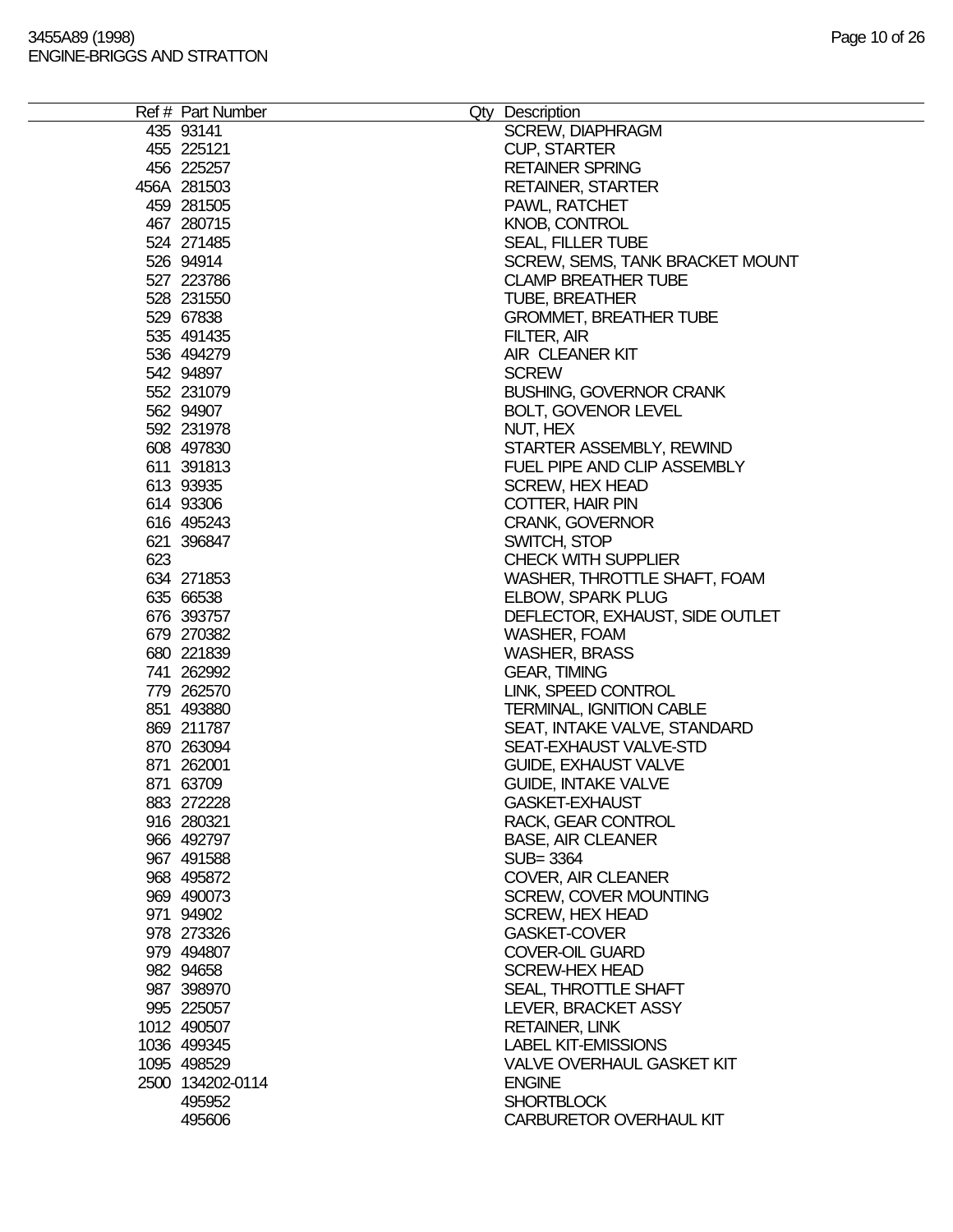| Ref # | Part Number | Qty | Description |
|---|---|---|---|
| 435 | 93141 | | SCREW, DIAPHRAGM |
| 455 | 225121 | | CUP, STARTER |
| 456 | 225257 | | RETAINER SPRING |
| 456A | 281503 | | RETAINER, STARTER |
| 459 | 281505 | | PAWL, RATCHET |
| 467 | 280715 | | KNOB, CONTROL |
| 524 | 271485 | | SEAL, FILLER TUBE |
| 526 | 94914 | | SCREW, SEMS, TANK BRACKET MOUNT |
| 527 | 223786 | | CLAMP BREATHER TUBE |
| 528 | 231550 | | TUBE, BREATHER |
| 529 | 67838 | | GROMMET, BREATHER TUBE |
| 535 | 491435 | | FILTER, AIR |
| 536 | 494279 | | AIR CLEANER KIT |
| 542 | 94897 | | SCREW |
| 552 | 231079 | | BUSHING, GOVERNOR CRANK |
| 562 | 94907 | | BOLT, GOVENOR LEVEL |
| 592 | 231978 | | NUT, HEX |
| 608 | 497830 | | STARTER ASSEMBLY, REWIND |
| 611 | 391813 | | FUEL PIPE AND CLIP ASSEMBLY |
| 613 | 93935 | | SCREW, HEX HEAD |
| 614 | 93306 | | COTTER, HAIR PIN |
| 616 | 495243 | | CRANK, GOVERNOR |
| 621 | 396847 | | SWITCH, STOP |
| 623 | | | CHECK WITH SUPPLIER |
| 634 | 271853 | | WASHER, THROTTLE SHAFT, FOAM |
| 635 | 66538 | | ELBOW, SPARK PLUG |
| 676 | 393757 | | DEFLECTOR, EXHAUST, SIDE OUTLET |
| 679 | 270382 | | WASHER, FOAM |
| 680 | 221839 | | WASHER, BRASS |
| 741 | 262992 | | GEAR, TIMING |
| 779 | 262570 | | LINK, SPEED CONTROL |
| 851 | 493880 | | TERMINAL, IGNITION CABLE |
| 869 | 211787 | | SEAT, INTAKE VALVE, STANDARD |
| 870 | 263094 | | SEAT-EXHAUST VALVE-STD |
| 871 | 262001 | | GUIDE, EXHAUST VALVE |
| 871 | 63709 | | GUIDE, INTAKE VALVE |
| 883 | 272228 | | GASKET-EXHAUST |
| 916 | 280321 | | RACK, GEAR CONTROL |
| 966 | 492797 | | BASE, AIR CLEANER |
| 967 | 491588 | | SUB= 3364 |
| 968 | 495872 | | COVER, AIR CLEANER |
| 969 | 490073 | | SCREW, COVER MOUNTING |
| 971 | 94902 | | SCREW, HEX HEAD |
| 978 | 273326 | | GASKET-COVER |
| 979 | 494807 | | COVER-OIL GUARD |
| 982 | 94658 | | SCREW-HEX HEAD |
| 987 | 398970 | | SEAL, THROTTLE SHAFT |
| 995 | 225057 | | LEVER, BRACKET ASSY |
| 1012 | 490507 | | RETAINER, LINK |
| 1036 | 499345 | | LABEL KIT-EMISSIONS |
| 1095 | 498529 | | VALVE OVERHAUL GASKET KIT |
| 2500 | 134202-0114 | | ENGINE |
| | 495952 | | SHORTBLOCK |
| | 495606 | | CARBURETOR OVERHAUL KIT |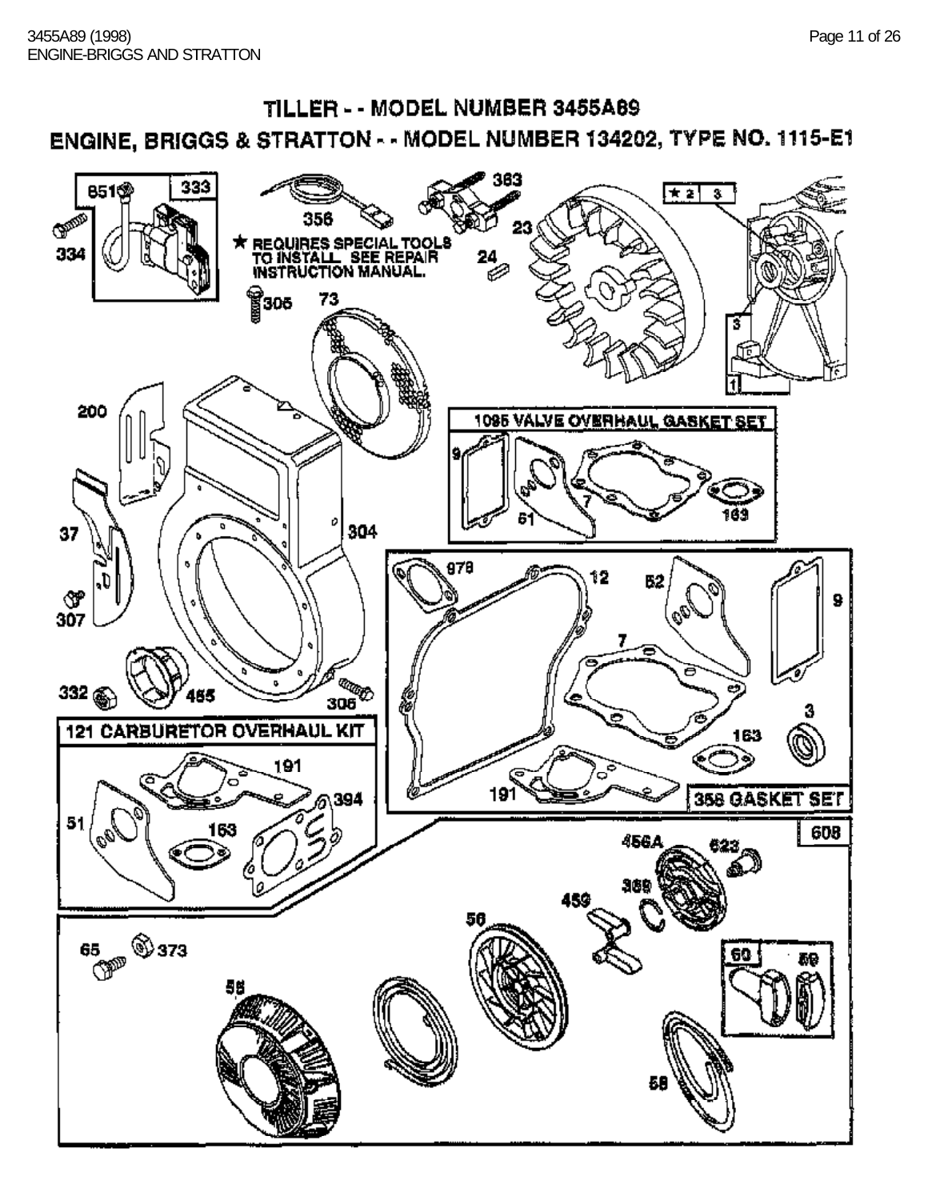# TILLER - - MODEL NUMBER 3455A89

## ENGINE, BRIGGS & STRATTON - - MODEL NUMBER 134202, TYPE NO. 1115-E1

851 333 334 356 363 23 24 ★ 2 3

★ REQUIRES SPECIAL TOOLS TO INSTALL. SEE REPAIR INSTRUCTION MANUAL.

305 73 3 1

200

1095 VALVE OVERHAUL GASKET SET

9 51 7 163

37 304

307

978 12 52 9

7

332 465 306 3

121 CARBURETOR OVERHAUL KIT

163

191 394

191

358 GASKET SET

51 163

608

456A 623

369

459

56

65 373

60 59

55

58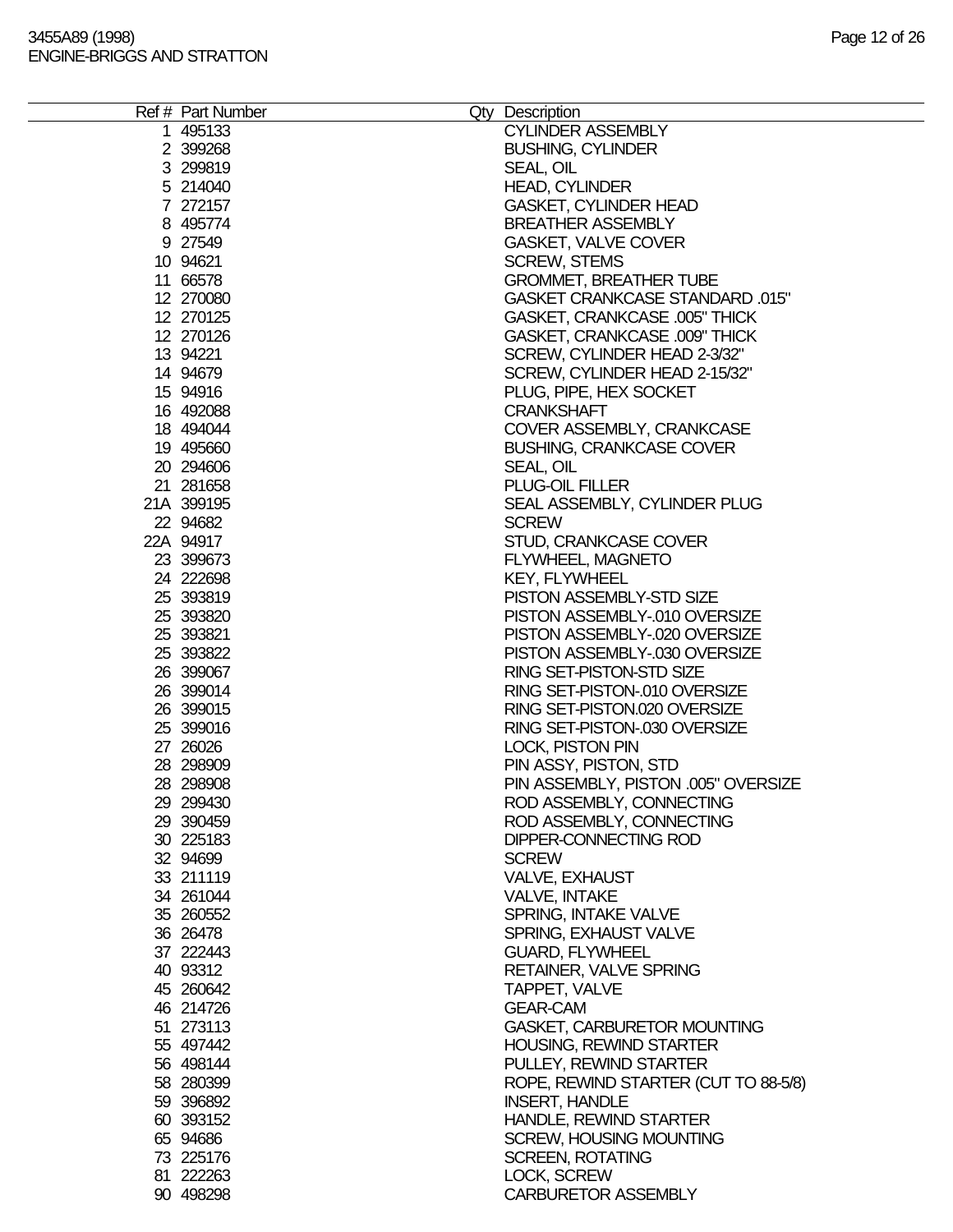| Ref # | Part Number | Qty | Description |
|---|---|---|---|
| 1 | 495133 | | CYLINDER ASSEMBLY |
| 2 | 399268 | | BUSHING, CYLINDER |
| 3 | 299819 | | SEAL, OIL |
| 5 | 214040 | | HEAD, CYLINDER |
| 7 | 272157 | | GASKET, CYLINDER HEAD |
| 8 | 495774 | | BREATHER ASSEMBLY |
| 9 | 27549 | | GASKET, VALVE COVER |
| 10 | 94621 | | SCREW, STEMS |
| 11 | 66578 | | GROMMET, BREATHER TUBE |
| 12 | 270080 | | GASKET CRANKCASE STANDARD .015" |
| 12 | 270125 | | GASKET, CRANKCASE .005" THICK |
| 12 | 270126 | | GASKET, CRANKCASE .009" THICK |
| 13 | 94221 | | SCREW, CYLINDER HEAD 2-3/32" |
| 14 | 94679 | | SCREW, CYLINDER HEAD 2-15/32" |
| 15 | 94916 | | PLUG, PIPE, HEX SOCKET |
| 16 | 492088 | | CRANKSHAFT |
| 18 | 494044 | | COVER ASSEMBLY, CRANKCASE |
| 19 | 495660 | | BUSHING, CRANKCASE COVER |
| 20 | 294606 | | SEAL, OIL |
| 21 | 281658 | | PLUG-OIL FILLER |
| 21A | 399195 | | SEAL ASSEMBLY, CYLINDER PLUG |
| 22 | 94682 | | SCREW |
| 22A | 94917 | | STUD, CRANKCASE COVER |
| 23 | 399673 | | FLYWHEEL, MAGNETO |
| 24 | 222698 | | KEY, FLYWHEEL |
| 25 | 393819 | | PISTON ASSEMBLY-STD SIZE |
| 25 | 393820 | | PISTON ASSEMBLY-.010 OVERSIZE |
| 25 | 393821 | | PISTON ASSEMBLY-.020 OVERSIZE |
| 25 | 393822 | | PISTON ASSEMBLY-.030 OVERSIZE |
| 26 | 399067 | | RING SET-PISTON-STD SIZE |
| 26 | 399014 | | RING SET-PISTON-.010 OVERSIZE |
| 26 | 399015 | | RING SET-PISTON.020 OVERSIZE |
| 25 | 399016 | | RING SET-PISTON-.030 OVERSIZE |
| 27 | 26026 | | LOCK, PISTON PIN |
| 28 | 298909 | | PIN ASSY, PISTON, STD |
| 28 | 298908 | | PIN ASSEMBLY, PISTON .005" OVERSIZE |
| 29 | 299430 | | ROD ASSEMBLY, CONNECTING |
| 29 | 390459 | | ROD ASSEMBLY, CONNECTING |
| 30 | 225183 | | DIPPER-CONNECTING ROD |
| 32 | 94699 | | SCREW |
| 33 | 211119 | | VALVE, EXHAUST |
| 34 | 261044 | | VALVE, INTAKE |
| 35 | 260552 | | SPRING, INTAKE VALVE |
| 36 | 26478 | | SPRING, EXHAUST VALVE |
| 37 | 222443 | | GUARD, FLYWHEEL |
| 40 | 93312 | | RETAINER, VALVE SPRING |
| 45 | 260642 | | TAPPET, VALVE |
| 46 | 214726 | | GEAR-CAM |
| 51 | 273113 | | GASKET, CARBURETOR MOUNTING |
| 55 | 497442 | | HOUSING, REWIND STARTER |
| 56 | 498144 | | PULLEY, REWIND STARTER |
| 58 | 280399 | | ROPE, REWIND STARTER (CUT TO 88-5/8) |
| 59 | 396892 | | INSERT, HANDLE |
| 60 | 393152 | | HANDLE, REWIND STARTER |
| 65 | 94686 | | SCREW, HOUSING MOUNTING |
| 73 | 225176 | | SCREEN, ROTATING |
| 81 | 222263 | | LOCK, SCREW |
| 90 | 498298 | | CARBURETOR ASSEMBLY |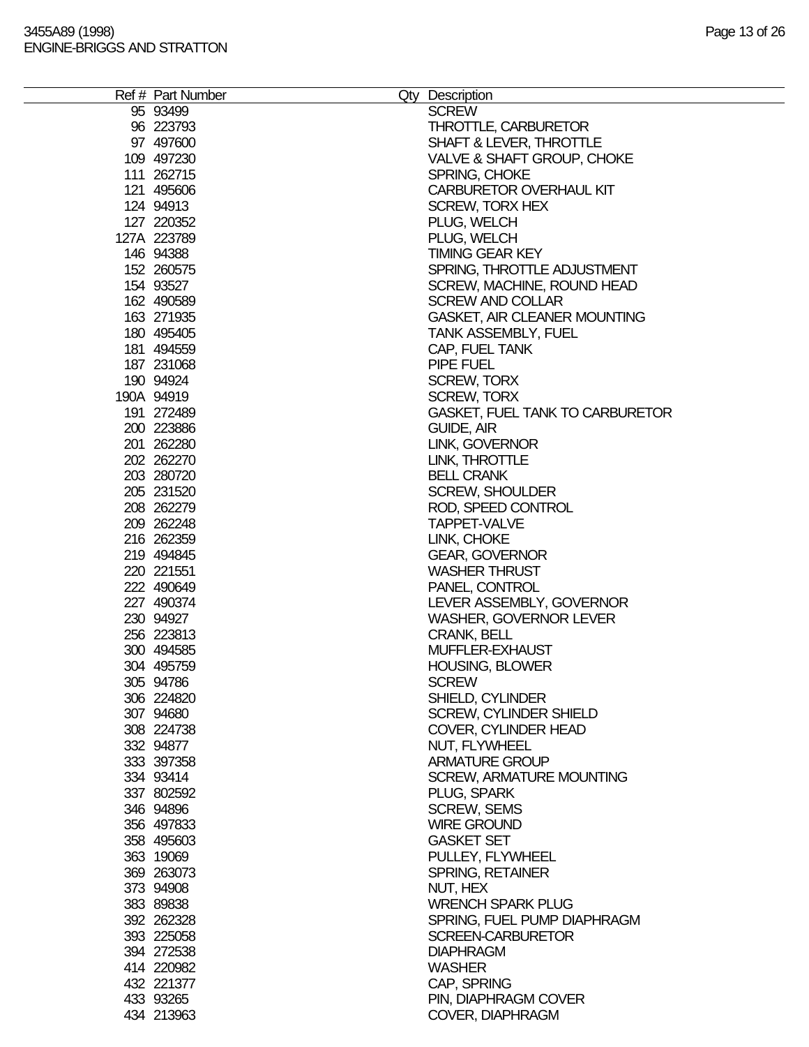| Ref # | Part Number | Qty | Description |
|---|---|---|---|
| 95 | 93499 | | SCREW |
| 96 | 223793 | | THROTTLE, CARBURETOR |
| 97 | 497600 | | SHAFT & LEVER, THROTTLE |
| 109 | 497230 | | VALVE & SHAFT GROUP, CHOKE |
| 111 | 262715 | | SPRING, CHOKE |
| 121 | 495606 | | CARBURETOR OVERHAUL KIT |
| 124 | 94913 | | SCREW, TORX HEX |
| 127 | 220352 | | PLUG, WELCH |
| 127A | 223789 | | PLUG, WELCH |
| 146 | 94388 | | TIMING GEAR KEY |
| 152 | 260575 | | SPRING, THROTTLE ADJUSTMENT |
| 154 | 93527 | | SCREW, MACHINE, ROUND HEAD |
| 162 | 490589 | | SCREW AND COLLAR |
| 163 | 271935 | | GASKET, AIR CLEANER MOUNTING |
| 180 | 495405 | | TANK ASSEMBLY, FUEL |
| 181 | 494559 | | CAP, FUEL TANK |
| 187 | 231068 | | PIPE FUEL |
| 190 | 94924 | | SCREW, TORX |
| 190A | 94919 | | SCREW, TORX |
| 191 | 272489 | | GASKET, FUEL TANK TO CARBURETOR |
| 200 | 223886 | | GUIDE, AIR |
| 201 | 262280 | | LINK, GOVERNOR |
| 202 | 262270 | | LINK, THROTTLE |
| 203 | 280720 | | BELL CRANK |
| 205 | 231520 | | SCREW, SHOULDER |
| 208 | 262279 | | ROD, SPEED CONTROL |
| 209 | 262248 | | TAPPET-VALVE |
| 216 | 262359 | | LINK, CHOKE |
| 219 | 494845 | | GEAR, GOVERNOR |
| 220 | 221551 | | WASHER THRUST |
| 222 | 490649 | | PANEL, CONTROL |
| 227 | 490374 | | LEVER ASSEMBLY, GOVERNOR |
| 230 | 94927 | | WASHER, GOVERNOR LEVER |
| 256 | 223813 | | CRANK, BELL |
| 300 | 494585 | | MUFFLER-EXHAUST |
| 304 | 495759 | | HOUSING, BLOWER |
| 305 | 94786 | | SCREW |
| 306 | 224820 | | SHIELD, CYLINDER |
| 307 | 94680 | | SCREW, CYLINDER SHIELD |
| 308 | 224738 | | COVER, CYLINDER HEAD |
| 332 | 94877 | | NUT, FLYWHEEL |
| 333 | 397358 | | ARMATURE GROUP |
| 334 | 93414 | | SCREW, ARMATURE MOUNTING |
| 337 | 802592 | | PLUG, SPARK |
| 346 | 94896 | | SCREW, SEMS |
| 356 | 497833 | | WIRE GROUND |
| 358 | 495603 | | GASKET SET |
| 363 | 19069 | | PULLEY, FLYWHEEL |
| 369 | 263073 | | SPRING, RETAINER |
| 373 | 94908 | | NUT, HEX |
| 383 | 89838 | | WRENCH SPARK PLUG |
| 392 | 262328 | | SPRING, FUEL PUMP DIAPHRAGM |
| 393 | 225058 | | SCREEN-CARBURETOR |
| 394 | 272538 | | DIAPHRAGM |
| 414 | 220982 | | WASHER |
| 432 | 221377 | | CAP, SPRING |
| 433 | 93265 | | PIN, DIAPHRAGM COVER |
| 434 | 213963 | | COVER, DIAPHRAGM |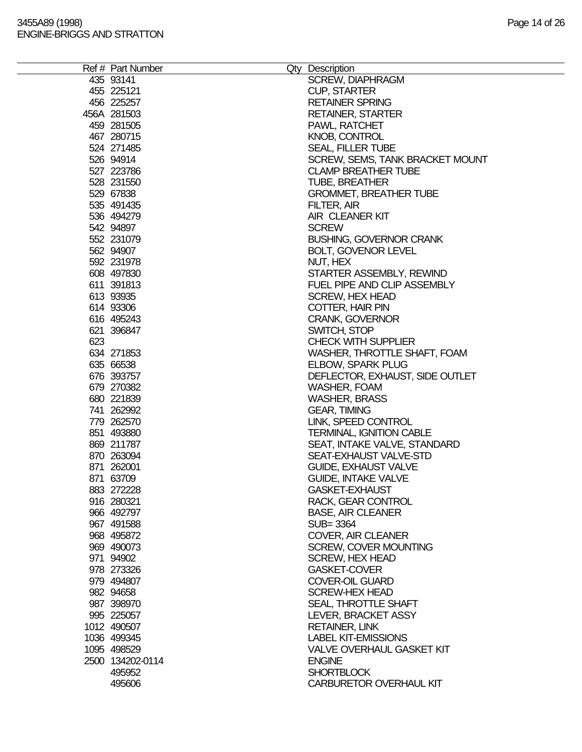| Ref # | Part Number | Qty | Description |
|---|---|---|---|
| 435 | 93141 | | SCREW, DIAPHRAGM |
| 455 | 225121 | | CUP, STARTER |
| 456 | 225257 | | RETAINER SPRING |
| 456A | 281503 | | RETAINER, STARTER |
| 459 | 281505 | | PAWL, RATCHET |
| 467 | 280715 | | KNOB, CONTROL |
| 524 | 271485 | | SEAL, FILLER TUBE |
| 526 | 94914 | | SCREW, SEMS, TANK BRACKET MOUNT |
| 527 | 223786 | | CLAMP BREATHER TUBE |
| 528 | 231550 | | TUBE, BREATHER |
| 529 | 67838 | | GROMMET, BREATHER TUBE |
| 535 | 491435 | | FILTER, AIR |
| 536 | 494279 | | AIR CLEANER KIT |
| 542 | 94897 | | SCREW |
| 552 | 231079 | | BUSHING, GOVERNOR CRANK |
| 562 | 94907 | | BOLT, GOVENOR LEVEL |
| 592 | 231978 | | NUT, HEX |
| 608 | 497830 | | STARTER ASSEMBLY, REWIND |
| 611 | 391813 | | FUEL PIPE AND CLIP ASSEMBLY |
| 613 | 93935 | | SCREW, HEX HEAD |
| 614 | 93306 | | COTTER, HAIR PIN |
| 616 | 495243 | | CRANK, GOVERNOR |
| 621 | 396847 | | SWITCH, STOP |
| 623 | | | CHECK WITH SUPPLIER |
| 634 | 271853 | | WASHER, THROTTLE SHAFT, FOAM |
| 635 | 66538 | | ELBOW, SPARK PLUG |
| 676 | 393757 | | DEFLECTOR, EXHAUST, SIDE OUTLET |
| 679 | 270382 | | WASHER, FOAM |
| 680 | 221839 | | WASHER, BRASS |
| 741 | 262992 | | GEAR, TIMING |
| 779 | 262570 | | LINK, SPEED CONTROL |
| 851 | 493880 | | TERMINAL, IGNITION CABLE |
| 869 | 211787 | | SEAT, INTAKE VALVE, STANDARD |
| 870 | 263094 | | SEAT-EXHAUST VALVE-STD |
| 871 | 262001 | | GUIDE, EXHAUST VALVE |
| 871 | 63709 | | GUIDE, INTAKE VALVE |
| 883 | 272228 | | GASKET-EXHAUST |
| 916 | 280321 | | RACK, GEAR CONTROL |
| 966 | 492797 | | BASE, AIR CLEANER |
| 967 | 491588 | | SUB= 3364 |
| 968 | 495872 | | COVER, AIR CLEANER |
| 969 | 490073 | | SCREW, COVER MOUNTING |
| 971 | 94902 | | SCREW, HEX HEAD |
| 978 | 273326 | | GASKET-COVER |
| 979 | 494807 | | COVER-OIL GUARD |
| 982 | 94658 | | SCREW-HEX HEAD |
| 987 | 398970 | | SEAL, THROTTLE SHAFT |
| 995 | 225057 | | LEVER, BRACKET ASSY |
| 1012 | 490507 | | RETAINER, LINK |
| 1036 | 499345 | | LABEL KIT-EMISSIONS |
| 1095 | 498529 | | VALVE OVERHAUL GASKET KIT |
| 2500 | 134202-0114 | | ENGINE |
| | 495952 | | SHORTBLOCK |
| | 495606 | | CARBURETOR OVERHAUL KIT |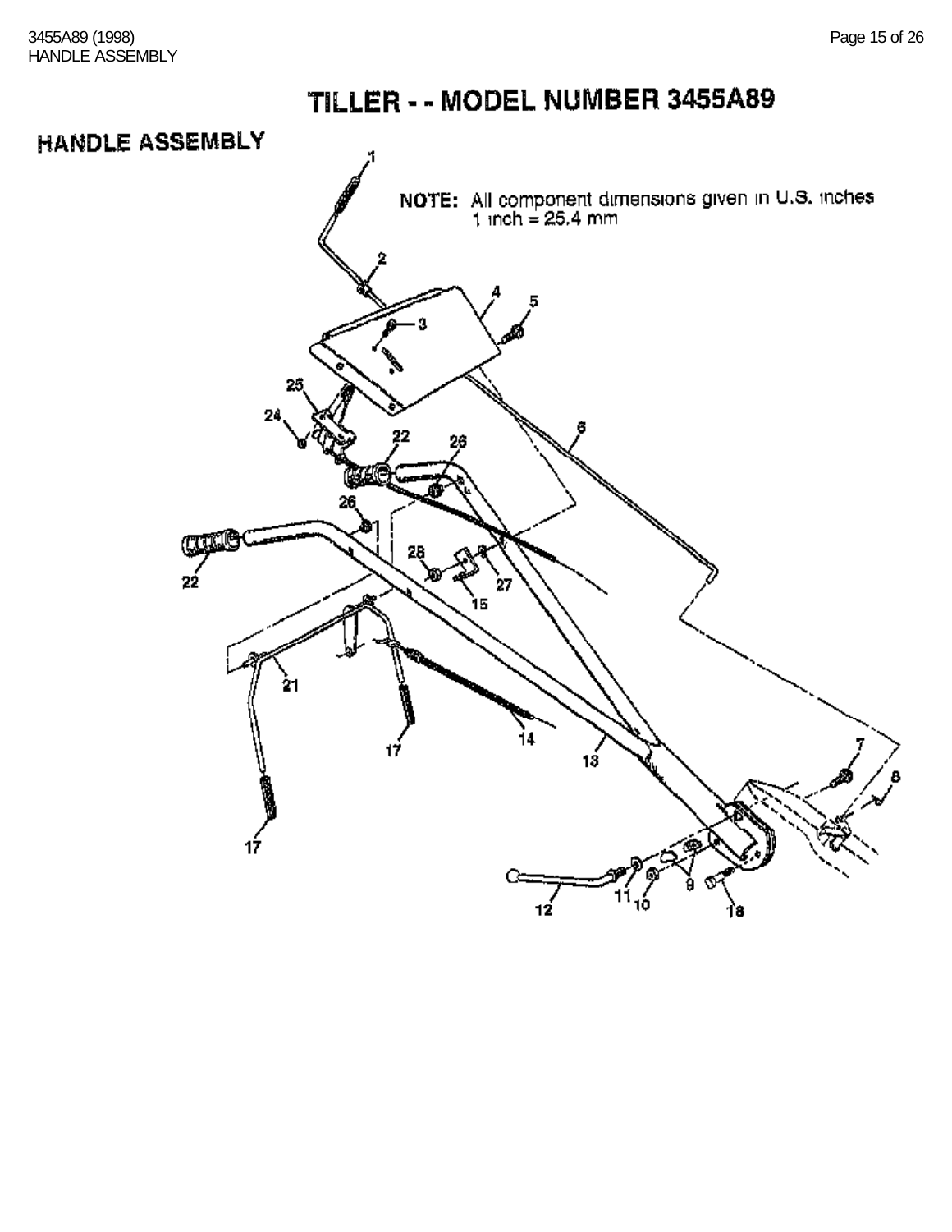# TILLER - - MODEL NUMBER 3455A89

## HANDLE ASSEMBLY

NOTE: All component dimensions given in U.S. inches
1 inch = 25.4 mm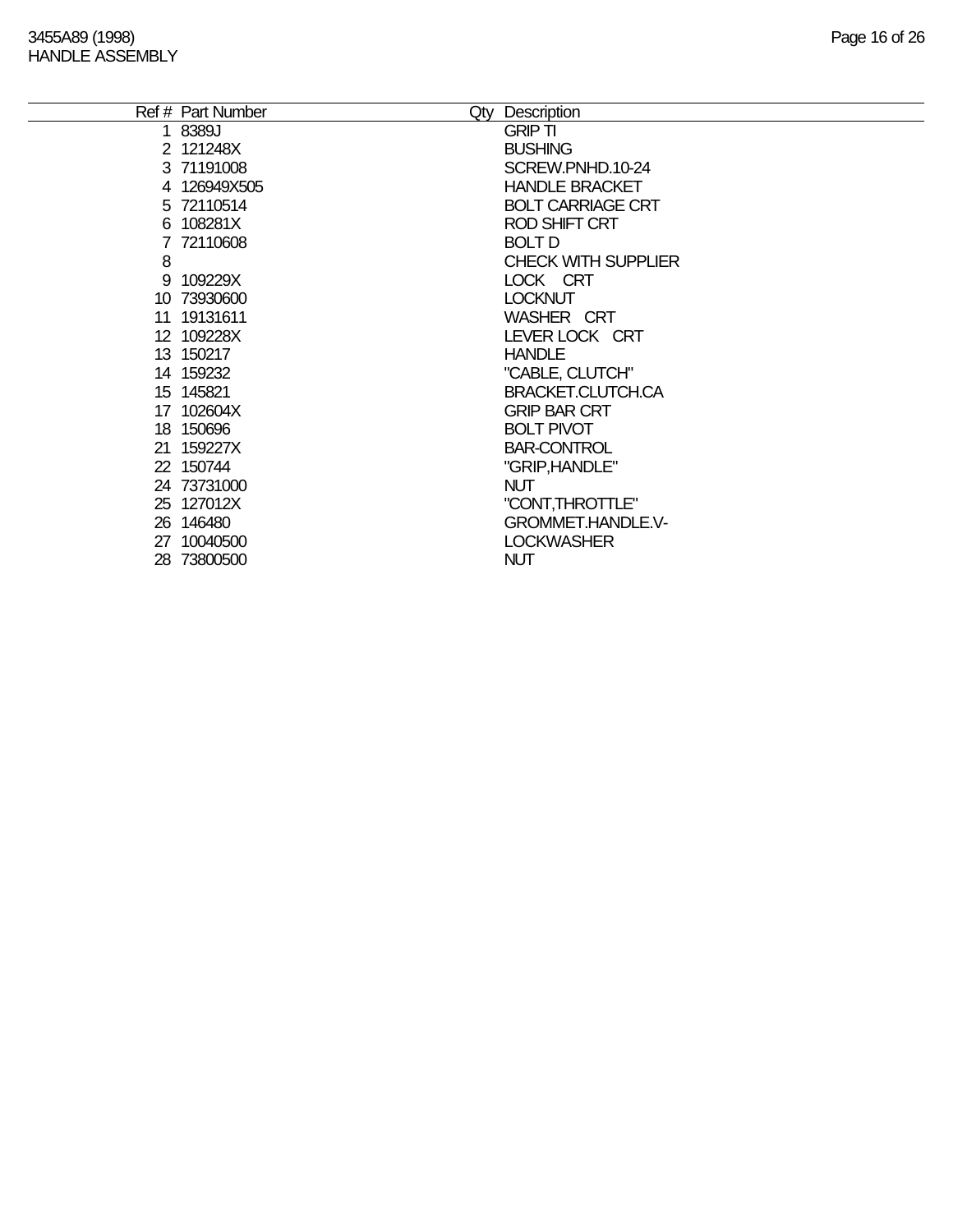3455A89 (1998)
HANDLE ASSEMBLY

| Ref # | Part Number | Qty | Description |
|---|---|---|---|
| 1 | 8389J | | GRIP TI |
| 2 | 121248X | | BUSHING |
| 3 | 71191008 | | SCREW.PNHD.10-24 |
| 4 | 126949X505 | | HANDLE BRACKET |
| 5 | 72110514 | | BOLT CARRIAGE CRT |
| 6 | 108281X | | ROD SHIFT CRT |
| 7 | 72110608 | | BOLT D |
| 8 | | | CHECK WITH SUPPLIER |
| 9 | 109229X | | LOCK CRT |
| 10 | 73930600 | | LOCKNUT |
| 11 | 19131611 | | WASHER CRT |
| 12 | 109228X | | LEVER LOCK CRT |
| 13 | 150217 | | HANDLE |
| 14 | 159232 | | "CABLE, CLUTCH" |
| 15 | 145821 | | BRACKET.CLUTCH.CA |
| 17 | 102604X | | GRIP BAR CRT |
| 18 | 150696 | | BOLT PIVOT |
| 21 | 159227X | | BAR-CONTROL |
| 22 | 150744 | | "GRIP,HANDLE" |
| 24 | 73731000 | | NUT |
| 25 | 127012X | | "CONT,THROTTLE" |
| 26 | 146480 | | GROMMET.HANDLE.V- |
| 27 | 10040500 | | LOCKWASHER |
| 28 | 73800500 | | NUT |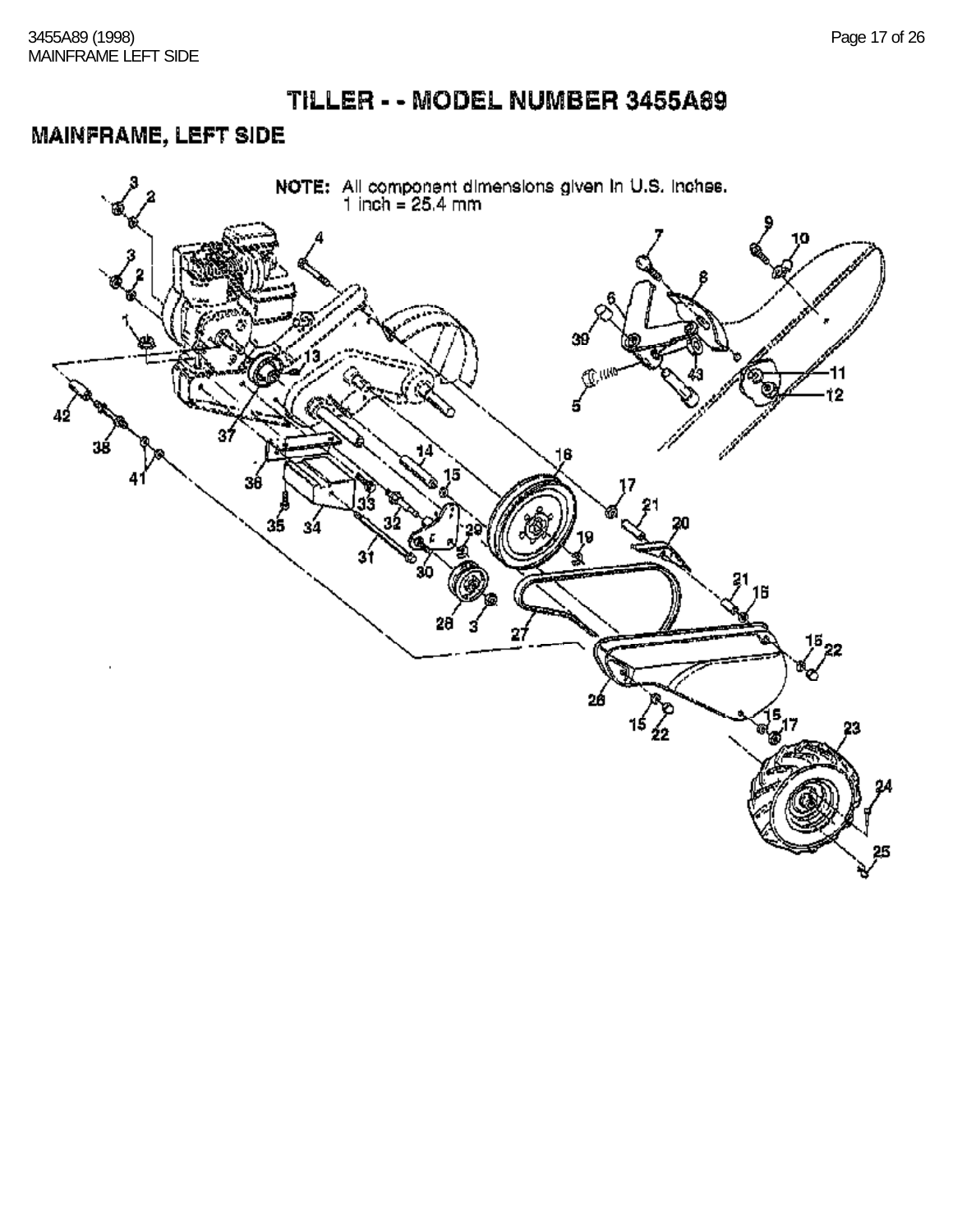# TILLER - - MODEL NUMBER 3455A89

## MAINFRAME, LEFT SIDE

NOTE: All component dimensions given in U.S. inches.
1 inch = 25.4 mm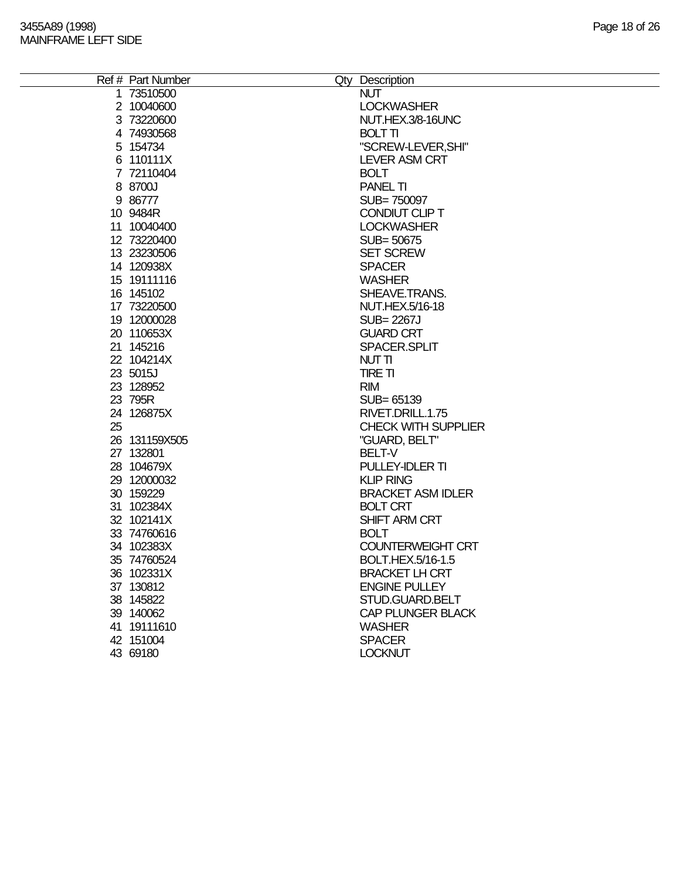| Ref # | Part Number | Qty | Description |
|---|---|---|---|
| 1 | 73510500 | | NUT |
| 2 | 10040600 | | LOCKWASHER |
| 3 | 73220600 | | NUT.HEX.3/8-16UNC |
| 4 | 74930568 | | BOLT TI |
| 5 | 154734 | | "SCREW-LEVER,SHI" |
| 6 | 110111X | | LEVER ASM CRT |
| 7 | 72110404 | | BOLT |
| 8 | 8700J | | PANEL TI |
| 9 | 86777 | | SUB= 750097 |
| 10 | 9484R | | CONDIUT CLIP T |
| 11 | 10040400 | | LOCKWASHER |
| 12 | 73220400 | | SUB= 50675 |
| 13 | 23230506 | | SET SCREW |
| 14 | 120938X | | SPACER |
| 15 | 19111116 | | WASHER |
| 16 | 145102 | | SHEAVE.TRANS. |
| 17 | 73220500 | | NUT.HEX.5/16-18 |
| 19 | 12000028 | | SUB= 2267J |
| 20 | 110653X | | GUARD CRT |
| 21 | 145216 | | SPACER.SPLIT |
| 22 | 104214X | | NUT TI |
| 23 | 5015J | | TIRE TI |
| 23 | 128952 | | RIM |
| 23 | 795R | | SUB= 65139 |
| 24 | 126875X | | RIVET.DRILL.1.75 |
| 25 | | | CHECK WITH SUPPLIER |
| 26 | 131159X505 | | "GUARD, BELT" |
| 27 | 132801 | | BELT-V |
| 28 | 104679X | | PULLEY-IDLER TI |
| 29 | 12000032 | | KLIP RING |
| 30 | 159229 | | BRACKET ASM IDLER |
| 31 | 102384X | | BOLT CRT |
| 32 | 102141X | | SHIFT ARM CRT |
| 33 | 74760616 | | BOLT |
| 34 | 102383X | | COUNTERWEIGHT CRT |
| 35 | 74760524 | | BOLT.HEX.5/16-1.5 |
| 36 | 102331X | | BRACKET LH CRT |
| 37 | 130812 | | ENGINE PULLEY |
| 38 | 145822 | | STUD.GUARD.BELT |
| 39 | 140062 | | CAP PLUNGER BLACK |
| 41 | 19111610 | | WASHER |
| 42 | 151004 | | SPACER |
| 43 | 69180 | | LOCKNUT |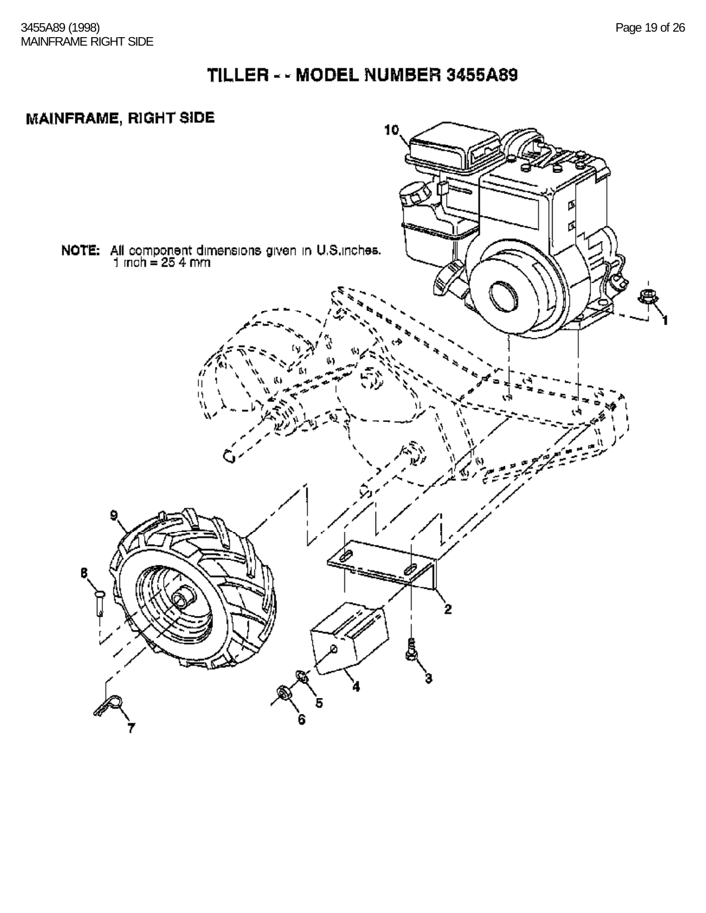# TILLER - - MODEL NUMBER 3455A89

## MAINFRAME, RIGHT SIDE

NOTE: All component dimensions given in U.S.inches.
1 inch = 25.4 mm

10

1

9

8

2

3

4

5

6

7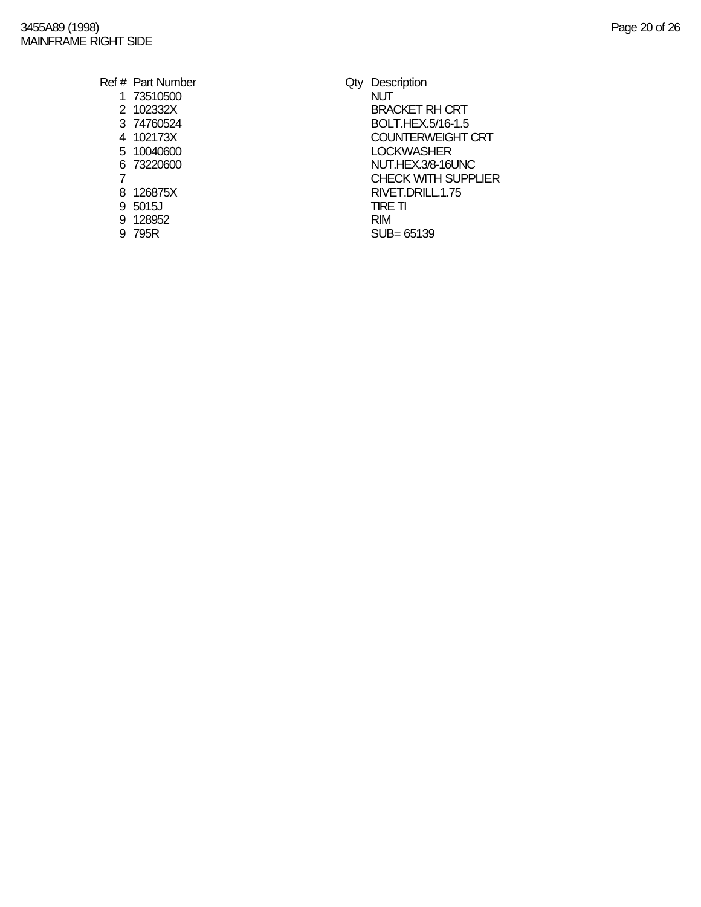3455A89 (1998)
MAINFRAME RIGHT SIDE

| Ref # | Part Number | Qty | Description |
|---|---|---|---|
| 1 | 73510500 | | NUT |
| 2 | 102332X | | BRACKET RH CRT |
| 3 | 74760524 | | BOLT.HEX.5/16-1.5 |
| 4 | 102173X | | COUNTERWEIGHT CRT |
| 5 | 10040600 | | LOCKWASHER |
| 6 | 73220600 | | NUT.HEX.3/8-16UNC |
| 7 | | | CHECK WITH SUPPLIER |
| 8 | 126875X | | RIVET.DRILL.1.75 |
| 9 | 5015J | | TIRE TI |
| 9 | 128952 | | RIM |
| 9 | 795R | | SUB= 65139 |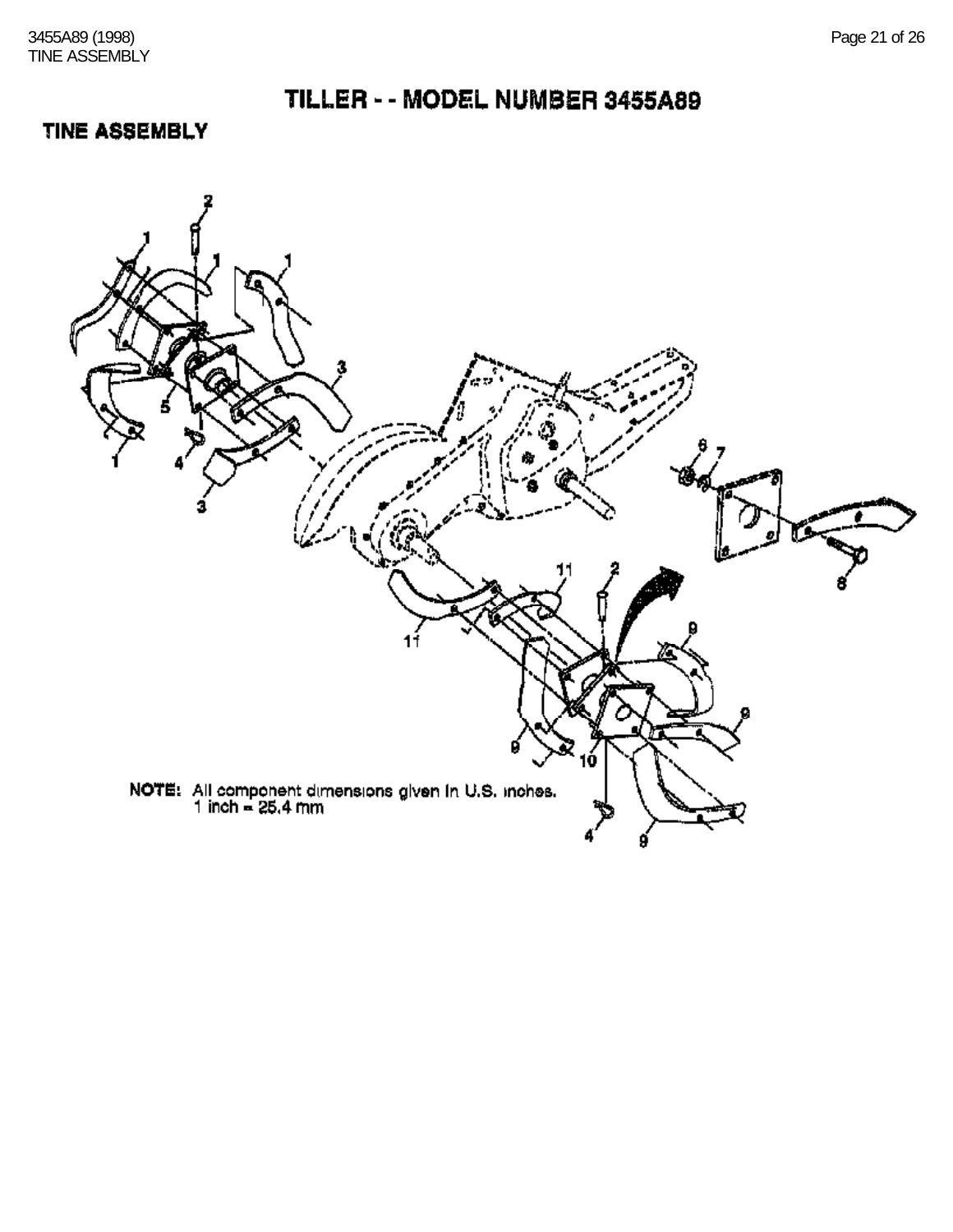# TILLER - - MODEL NUMBER 3455A89

## TINE ASSEMBLY

NOTE: All component dimensions given in U.S. inches.
1 inch = 25.4 mm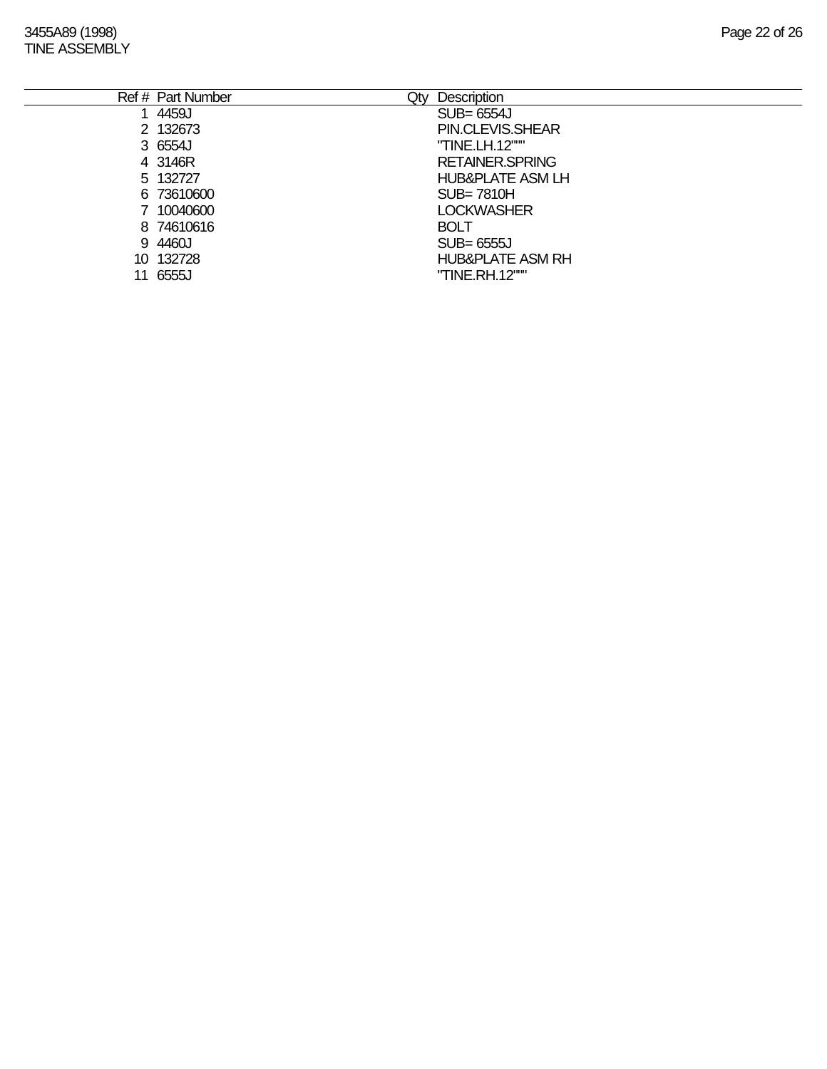3455A89 (1998)
TINE ASSEMBLY

| Ref # | Part Number | Qty | Description |
|---|---|---|---|
| 1 | 4459J | | SUB= 6554J |
| 2 | 132673 | | PIN.CLEVIS.SHEAR |
| 3 | 6554J | | "TINE.LH.12""" |
| 4 | 3146R | | RETAINER.SPRING |
| 5 | 132727 | | HUB&PLATE ASM LH |
| 6 | 73610600 | | SUB= 7810H |
| 7 | 10040600 | | LOCKWASHER |
| 8 | 74610616 | | BOLT |
| 9 | 4460J | | SUB= 6555J |
| 10 | 132728 | | HUB&PLATE ASM RH |
| 11 | 6555J | | "TINE.RH.12""" |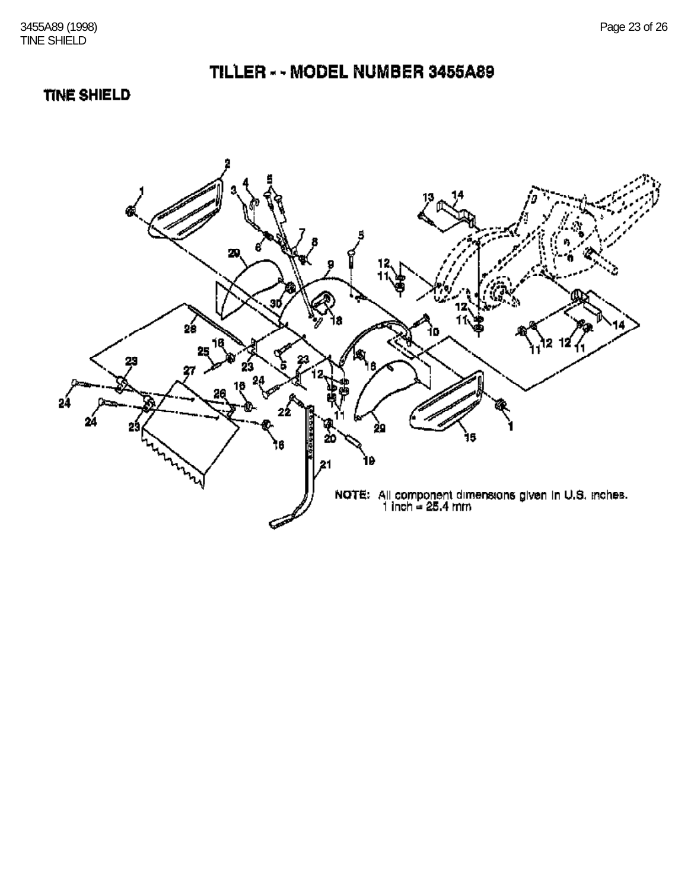# TILLER - - MODEL NUMBER 3455A89

## TINE SHIELD

NOTE: All component dimensions given in U.S. inches.
1 inch = 25.4 mm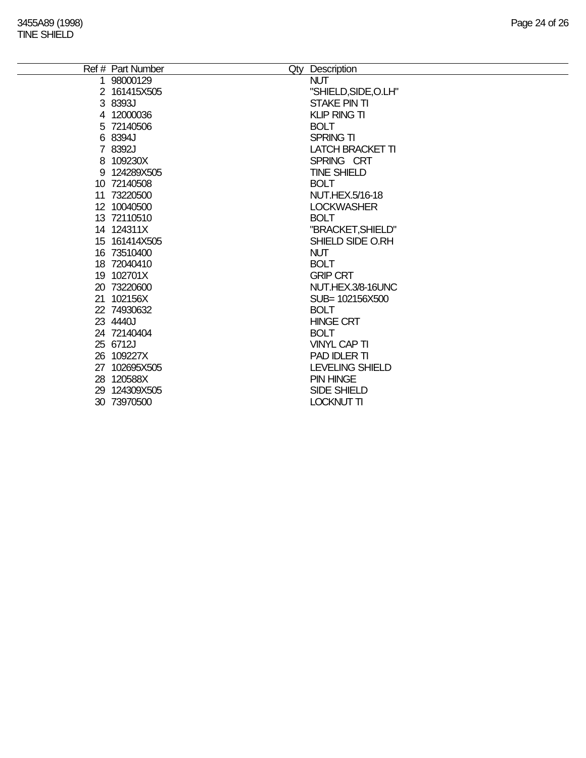3455A89 (1998)
TINE SHIELD

| Ref # | Part Number | Qty | Description |
|---|---|---|---|
| 1 | 98000129 | | NUT |
| 2 | 161415X505 | | "SHIELD,SIDE,O.LH" |
| 3 | 8393J | | STAKE PIN TI |
| 4 | 12000036 | | KLIP RING TI |
| 5 | 72140506 | | BOLT |
| 6 | 8394J | | SPRING TI |
| 7 | 8392J | | LATCH BRACKET TI |
| 8 | 109230X | | SPRING CRT |
| 9 | 124289X505 | | TINE SHIELD |
| 10 | 72140508 | | BOLT |
| 11 | 73220500 | | NUT.HEX.5/16-18 |
| 12 | 10040500 | | LOCKWASHER |
| 13 | 72110510 | | BOLT |
| 14 | 124311X | | "BRACKET,SHIELD" |
| 15 | 161414X505 | | SHIELD SIDE O.RH |
| 16 | 73510400 | | NUT |
| 18 | 72040410 | | BOLT |
| 19 | 102701X | | GRIP CRT |
| 20 | 73220600 | | NUT.HEX.3/8-16UNC |
| 21 | 102156X | | SUB= 102156X500 |
| 22 | 74930632 | | BOLT |
| 23 | 4440J | | HINGE CRT |
| 24 | 72140404 | | BOLT |
| 25 | 6712J | | VINYL CAP TI |
| 26 | 109227X | | PAD IDLER TI |
| 27 | 102695X505 | | LEVELING SHIELD |
| 28 | 120588X | | PIN HINGE |
| 29 | 124309X505 | | SIDE SHIELD |
| 30 | 73970500 | | LOCKNUT TI |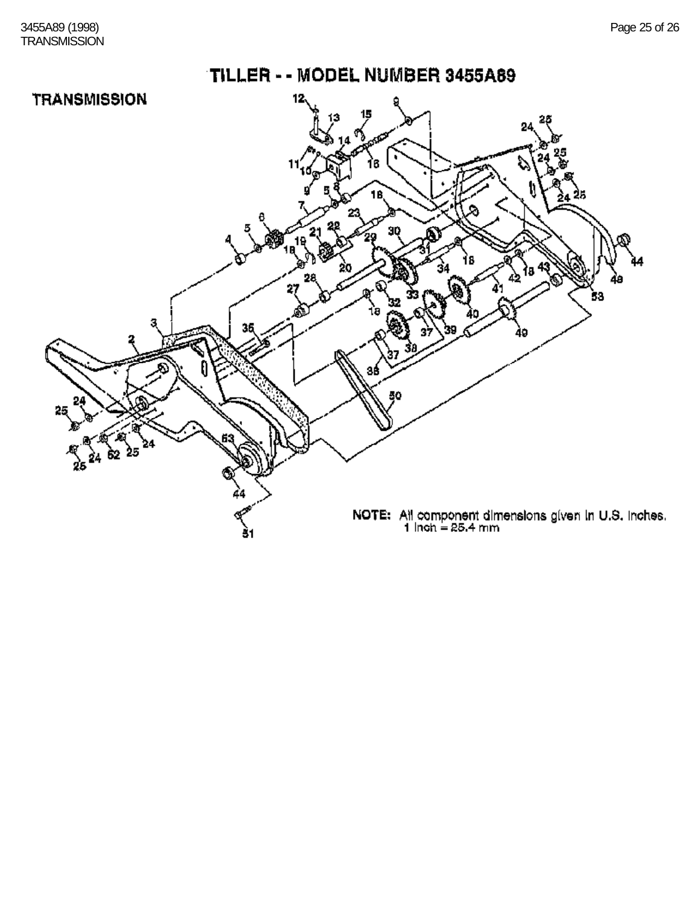# TILLER - - MODEL NUMBER 3455A89

## TRANSMISSION

NOTE: All component dimensions given in U.S. inches.
1 inch = 25.4 mm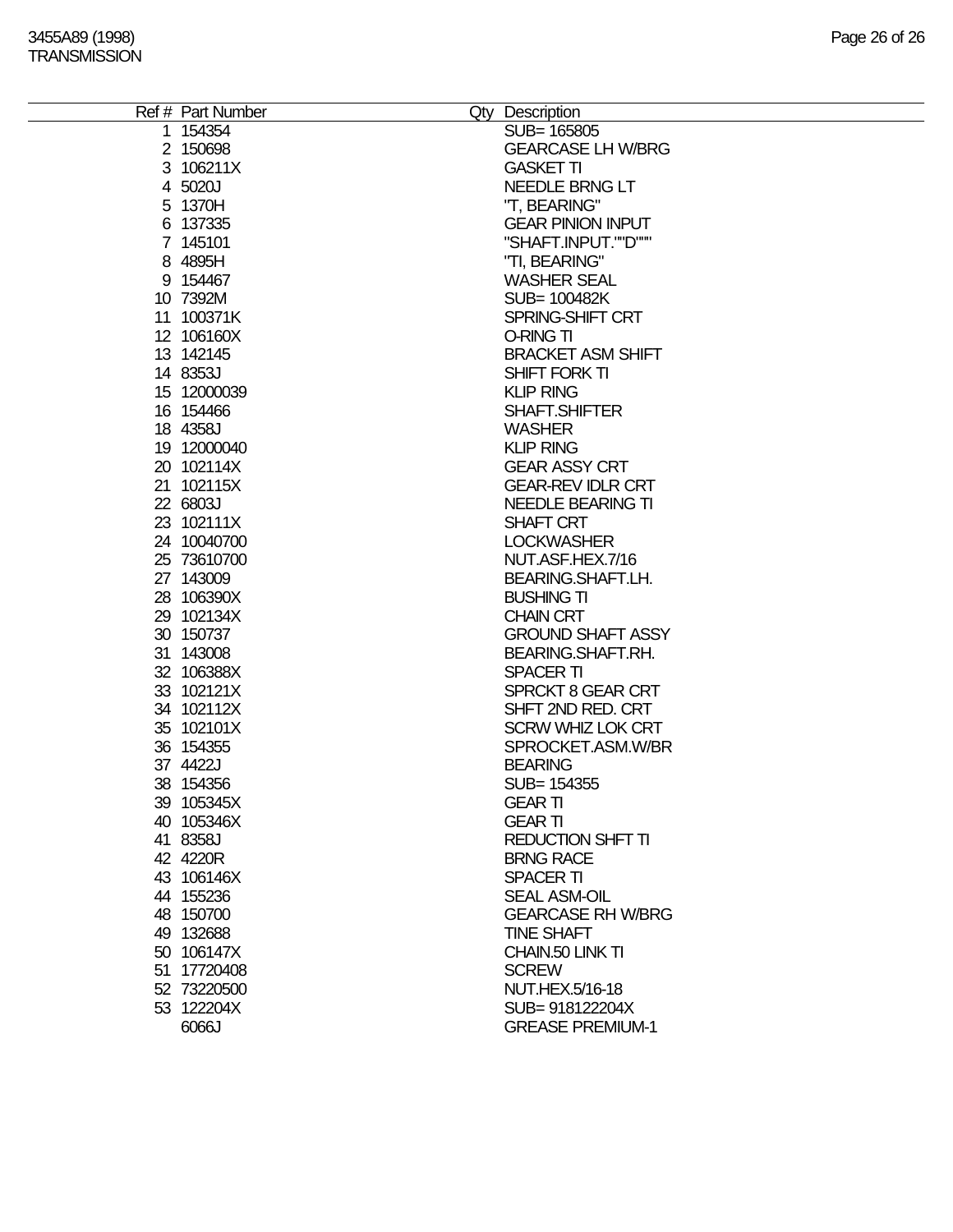| Ref # | Part Number | Qty | Description |
|---|---|---|---|
| 1 | 154354 | | SUB= 165805 |
| 2 | 150698 | | GEARCASE LH W/BRG |
| 3 | 106211X | | GASKET TI |
| 4 | 5020J | | NEEDLE BRNG LT |
| 5 | 1370H | | "T, BEARING" |
| 6 | 137335 | | GEAR PINION INPUT |
| 7 | 145101 | | "SHAFT.INPUT.""D""" |
| 8 | 4895H | | "TI, BEARING" |
| 9 | 154467 | | WASHER SEAL |
| 10 | 7392M | | SUB= 100482K |
| 11 | 100371K | | SPRING-SHIFT CRT |
| 12 | 106160X | | O-RING TI |
| 13 | 142145 | | BRACKET ASM SHIFT |
| 14 | 8353J | | SHIFT FORK TI |
| 15 | 12000039 | | KLIP RING |
| 16 | 154466 | | SHAFT.SHIFTER |
| 18 | 4358J | | WASHER |
| 19 | 12000040 | | KLIP RING |
| 20 | 102114X | | GEAR ASSY CRT |
| 21 | 102115X | | GEAR-REV IDLR CRT |
| 22 | 6803J | | NEEDLE BEARING TI |
| 23 | 102111X | | SHAFT CRT |
| 24 | 10040700 | | LOCKWASHER |
| 25 | 73610700 | | NUT.ASF.HEX.7/16 |
| 27 | 143009 | | BEARING.SHAFT.LH. |
| 28 | 106390X | | BUSHING TI |
| 29 | 102134X | | CHAIN CRT |
| 30 | 150737 | | GROUND SHAFT ASSY |
| 31 | 143008 | | BEARING.SHAFT.RH. |
| 32 | 106388X | | SPACER TI |
| 33 | 102121X | | SPRCKT 8 GEAR CRT |
| 34 | 102112X | | SHFT 2ND RED. CRT |
| 35 | 102101X | | SCRW WHIZ LOK CRT |
| 36 | 154355 | | SPROCKET.ASM.W/BR |
| 37 | 4422J | | BEARING |
| 38 | 154356 | | SUB= 154355 |
| 39 | 105345X | | GEAR TI |
| 40 | 105346X | | GEAR TI |
| 41 | 8358J | | REDUCTION SHFT TI |
| 42 | 4220R | | BRNG RACE |
| 43 | 106146X | | SPACER TI |
| 44 | 155236 | | SEAL ASM-OIL |
| 48 | 150700 | | GEARCASE RH W/BRG |
| 49 | 132688 | | TINE SHAFT |
| 50 | 106147X | | CHAIN.50 LINK TI |
| 51 | 17720408 | | SCREW |
| 52 | 73220500 | | NUT.HEX.5/16-18 |
| 53 | 122204X | | SUB= 918122204X |
| | 6066J | | GREASE PREMIUM-1 |